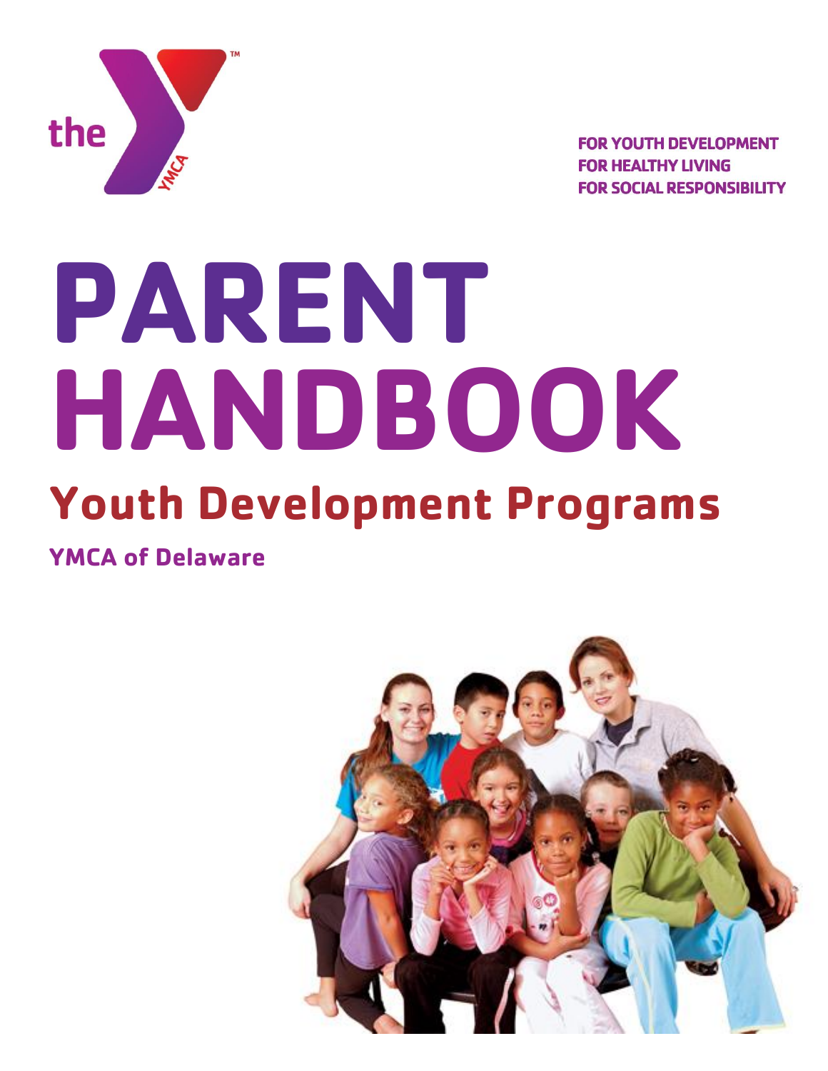the YMCA

FOR YOUTH DEVELOPMENT
FOR HEALTHY LIVING
FOR SOCIAL RESPONSIBILITY

# PARENT HANDBOOK

## Youth Development Programs

**YMCA of Delaware**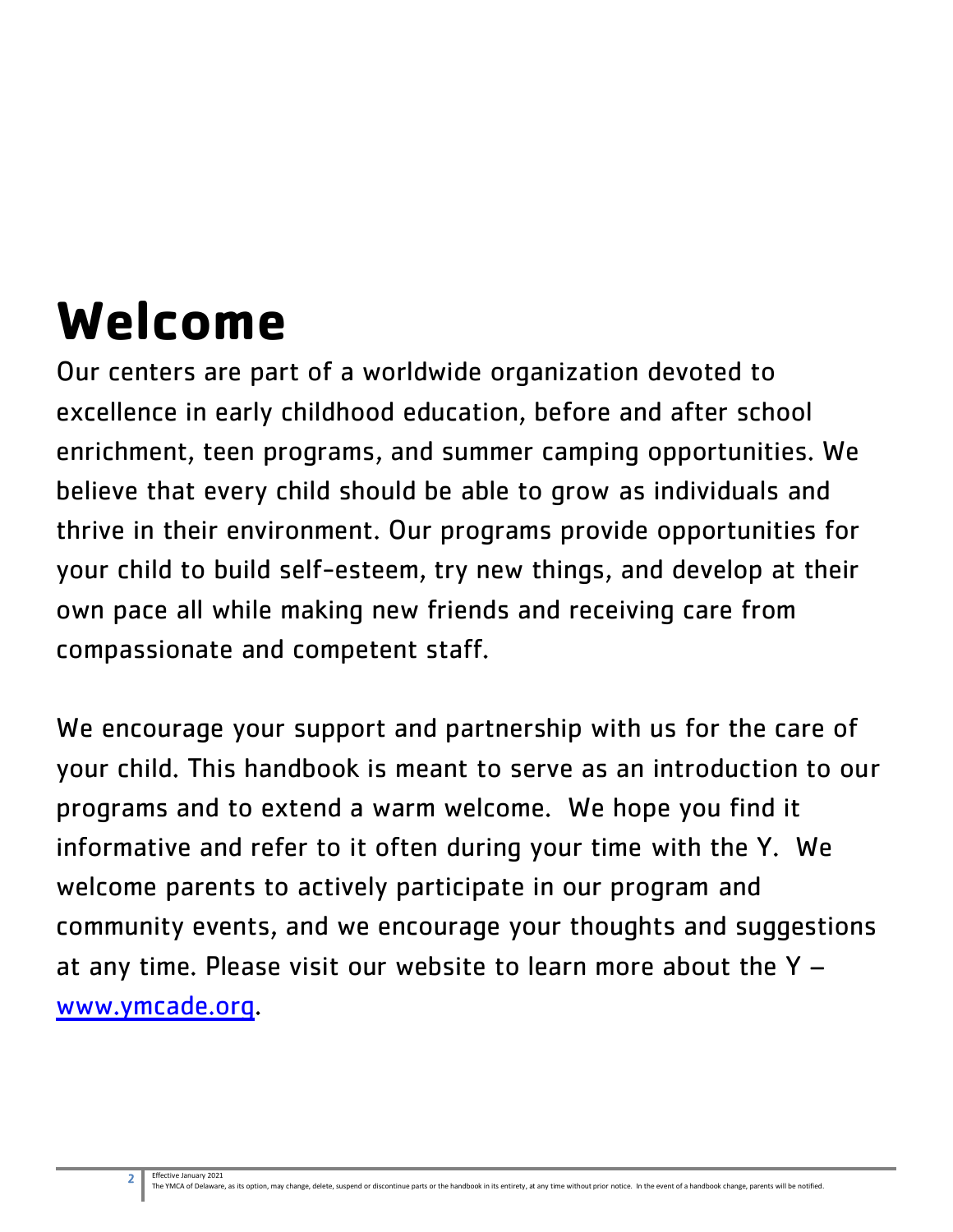# Welcome

Our centers are part of a worldwide organization devoted to excellence in early childhood education, before and after school enrichment, teen programs, and summer camping opportunities. We believe that every child should be able to grow as individuals and thrive in their environment. Our programs provide opportunities for your child to build self-esteem, try new things, and develop at their own pace all while making new friends and receiving care from compassionate and competent staff.

We encourage your support and partnership with us for the care of your child. This handbook is meant to serve as an introduction to our programs and to extend a warm welcome. We hope you find it informative and refer to it often during your time with the Y. We welcome parents to actively participate in our program and community events, and we encourage your thoughts and suggestions at any time. Please visit our website to learn more about the Y – [www.ymcade.org](http://www.ymcade.org).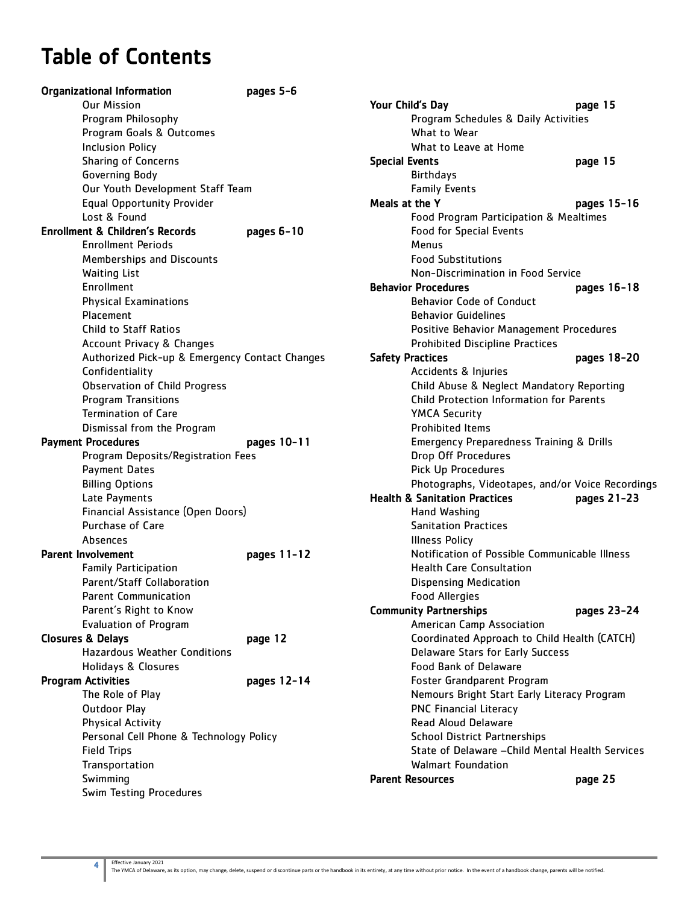# Table of Contents

**Organizational Information** pages 5-6
- Our Mission
- Program Philosophy
- Program Goals & Outcomes
- Inclusion Policy
- Sharing of Concerns
- Governing Body
- Our Youth Development Staff Team
- Equal Opportunity Provider
- Lost & Found

**Enrollment & Children's Records** pages 6-10
- Enrollment Periods
- Memberships and Discounts
- Waiting List
- Enrollment
- Physical Examinations
- Placement
- Child to Staff Ratios
- Account Privacy & Changes
- Authorized Pick-up & Emergency Contact Changes
- Confidentiality
- Observation of Child Progress
- Program Transitions
- Termination of Care
- Dismissal from the Program

**Payment Procedures** pages 10-11
- Program Deposits/Registration Fees
- Payment Dates
- Billing Options
- Late Payments
- Financial Assistance (Open Doors)
- Purchase of Care
- Absences

**Parent Involvement** pages 11-12
- Family Participation
- Parent/Staff Collaboration
- Parent Communication
- Parent's Right to Know
- Evaluation of Program

**Closures & Delays** page 12
- Hazardous Weather Conditions
- Holidays & Closures

**Program Activities** pages 12-14
- The Role of Play
- Outdoor Play
- Physical Activity
- Personal Cell Phone & Technology Policy
- Field Trips
- Transportation
- Swimming
- Swim Testing Procedures

**Your Child's Day** page 15
- Program Schedules & Daily Activities
- What to Wear
- What to Leave at Home

**Special Events** page 15
- Birthdays
- Family Events

**Meals at the Y** pages 15-16
- Food Program Participation & Mealtimes
- Food for Special Events
- Menus
- Food Substitutions
- Non-Discrimination in Food Service

**Behavior Procedures** pages 16-18
- Behavior Code of Conduct
- Behavior Guidelines
- Positive Behavior Management Procedures
- Prohibited Discipline Practices

**Safety Practices** pages 18-20
- Accidents & Injuries
- Child Abuse & Neglect Mandatory Reporting
- Child Protection Information for Parents
- YMCA Security
- Prohibited Items
- Emergency Preparedness Training & Drills
- Drop Off Procedures
- Pick Up Procedures
- Photographs, Videotapes, and/or Voice Recordings

**Health & Sanitation Practices** pages 21-23
- Hand Washing
- Sanitation Practices
- Illness Policy
- Notification of Possible Communicable Illness
- Health Care Consultation
- Dispensing Medication
- Food Allergies

**Community Partnerships** pages 23-24
- American Camp Association
- Coordinated Approach to Child Health (CATCH)
- Delaware Stars for Early Success
- Food Bank of Delaware
- Foster Grandparent Program
- Nemours Bright Start Early Literacy Program
- PNC Financial Literacy
- Read Aloud Delaware
- School District Partnerships
- State of Delaware –Child Mental Health Services
- Walmart Foundation

**Parent Resources** page 25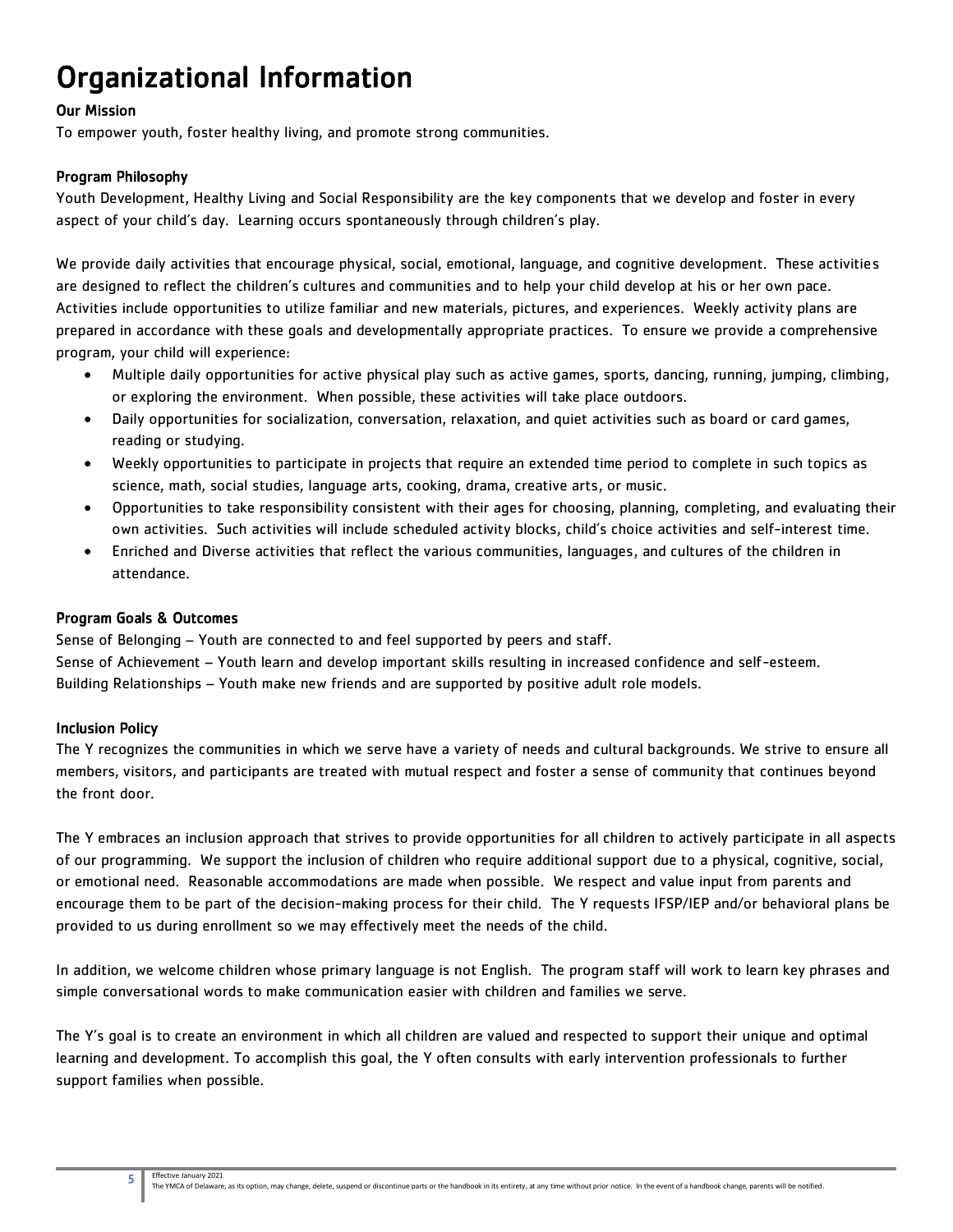# Organizational Information

### Our Mission

To empower youth, foster healthy living, and promote strong communities.

### Program Philosophy

Youth Development, Healthy Living and Social Responsibility are the key components that we develop and foster in every aspect of your child's day. Learning occurs spontaneously through children's play.

We provide daily activities that encourage physical, social, emotional, language, and cognitive development. These activities are designed to reflect the children's cultures and communities and to help your child develop at his or her own pace. Activities include opportunities to utilize familiar and new materials, pictures, and experiences. Weekly activity plans are prepared in accordance with these goals and developmentally appropriate practices. To ensure we provide a comprehensive program, your child will experience:

- Multiple daily opportunities for active physical play such as active games, sports, dancing, running, jumping, climbing, or exploring the environment. When possible, these activities will take place outdoors.
- Daily opportunities for socialization, conversation, relaxation, and quiet activities such as board or card games, reading or studying.
- Weekly opportunities to participate in projects that require an extended time period to complete in such topics as science, math, social studies, language arts, cooking, drama, creative arts, or music.
- Opportunities to take responsibility consistent with their ages for choosing, planning, completing, and evaluating their own activities. Such activities will include scheduled activity blocks, child's choice activities and self-interest time.
- Enriched and Diverse activities that reflect the various communities, languages, and cultures of the children in attendance.

### Program Goals & Outcomes

Sense of Belonging – Youth are connected to and feel supported by peers and staff.
Sense of Achievement – Youth learn and develop important skills resulting in increased confidence and self-esteem.
Building Relationships – Youth make new friends and are supported by positive adult role models.

### Inclusion Policy

The Y recognizes the communities in which we serve have a variety of needs and cultural backgrounds. We strive to ensure all members, visitors, and participants are treated with mutual respect and foster a sense of community that continues beyond the front door.

The Y embraces an inclusion approach that strives to provide opportunities for all children to actively participate in all aspects of our programming. We support the inclusion of children who require additional support due to a physical, cognitive, social, or emotional need. Reasonable accommodations are made when possible. We respect and value input from parents and encourage them to be part of the decision-making process for their child. The Y requests IFSP/IEP and/or behavioral plans be provided to us during enrollment so we may effectively meet the needs of the child.

In addition, we welcome children whose primary language is not English. The program staff will work to learn key phrases and simple conversational words to make communication easier with children and families we serve.

The Y's goal is to create an environment in which all children are valued and respected to support their unique and optimal learning and development. To accomplish this goal, the Y often consults with early intervention professionals to further support families when possible.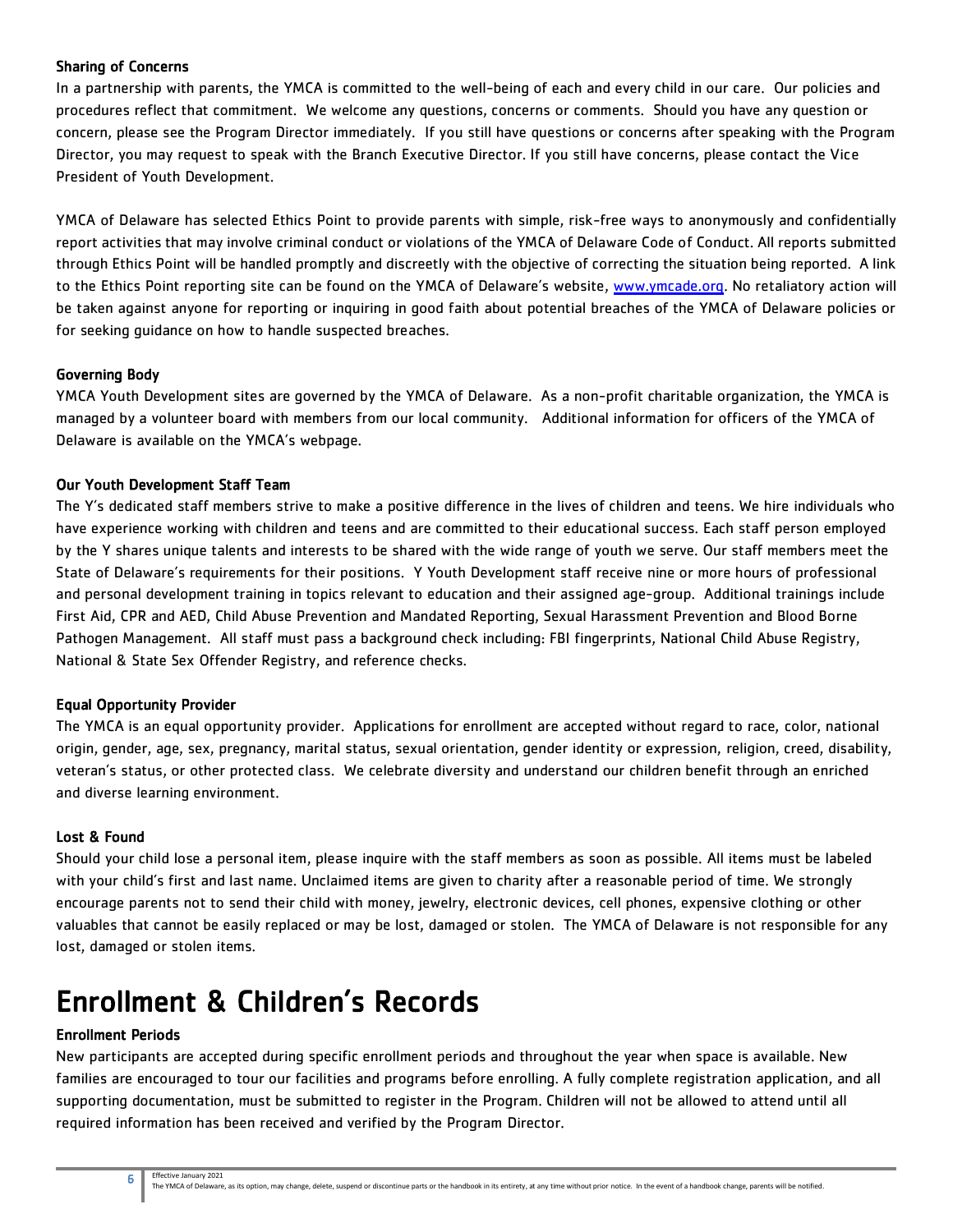### Sharing of Concerns

In a partnership with parents, the YMCA is committed to the well-being of each and every child in our care. Our policies and procedures reflect that commitment. We welcome any questions, concerns or comments. Should you have any question or concern, please see the Program Director immediately. If you still have questions or concerns after speaking with the Program Director, you may request to speak with the Branch Executive Director. If you still have concerns, please contact the Vice President of Youth Development.

YMCA of Delaware has selected Ethics Point to provide parents with simple, risk-free ways to anonymously and confidentially report activities that may involve criminal conduct or violations of the YMCA of Delaware Code of Conduct. All reports submitted through Ethics Point will be handled promptly and discreetly with the objective of correcting the situation being reported. A link to the Ethics Point reporting site can be found on the YMCA of Delaware's website, [www.ymcade.org](http://www.ymcade.org). No retaliatory action will be taken against anyone for reporting or inquiring in good faith about potential breaches of the YMCA of Delaware policies or for seeking guidance on how to handle suspected breaches.

### Governing Body

YMCA Youth Development sites are governed by the YMCA of Delaware. As a non-profit charitable organization, the YMCA is managed by a volunteer board with members from our local community. Additional information for officers of the YMCA of Delaware is available on the YMCA's webpage.

### Our Youth Development Staff Team

The Y's dedicated staff members strive to make a positive difference in the lives of children and teens. We hire individuals who have experience working with children and teens and are committed to their educational success. Each staff person employed by the Y shares unique talents and interests to be shared with the wide range of youth we serve. Our staff members meet the State of Delaware's requirements for their positions. Y Youth Development staff receive nine or more hours of professional and personal development training in topics relevant to education and their assigned age-group. Additional trainings include First Aid, CPR and AED, Child Abuse Prevention and Mandated Reporting, Sexual Harassment Prevention and Blood Borne Pathogen Management. All staff must pass a background check including: FBI fingerprints, National Child Abuse Registry, National & State Sex Offender Registry, and reference checks.

### Equal Opportunity Provider

The YMCA is an equal opportunity provider. Applications for enrollment are accepted without regard to race, color, national origin, gender, age, sex, pregnancy, marital status, sexual orientation, gender identity or expression, religion, creed, disability, veteran's status, or other protected class. We celebrate diversity and understand our children benefit through an enriched and diverse learning environment.

### Lost & Found

Should your child lose a personal item, please inquire with the staff members as soon as possible. All items must be labeled with your child's first and last name. Unclaimed items are given to charity after a reasonable period of time. We strongly encourage parents not to send their child with money, jewelry, electronic devices, cell phones, expensive clothing or other valuables that cannot be easily replaced or may be lost, damaged or stolen. The YMCA of Delaware is not responsible for any lost, damaged or stolen items.

# Enrollment & Children's Records

### Enrollment Periods

New participants are accepted during specific enrollment periods and throughout the year when space is available. New families are encouraged to tour our facilities and programs before enrolling. A fully complete registration application, and all supporting documentation, must be submitted to register in the Program. Children will not be allowed to attend until all required information has been received and verified by the Program Director.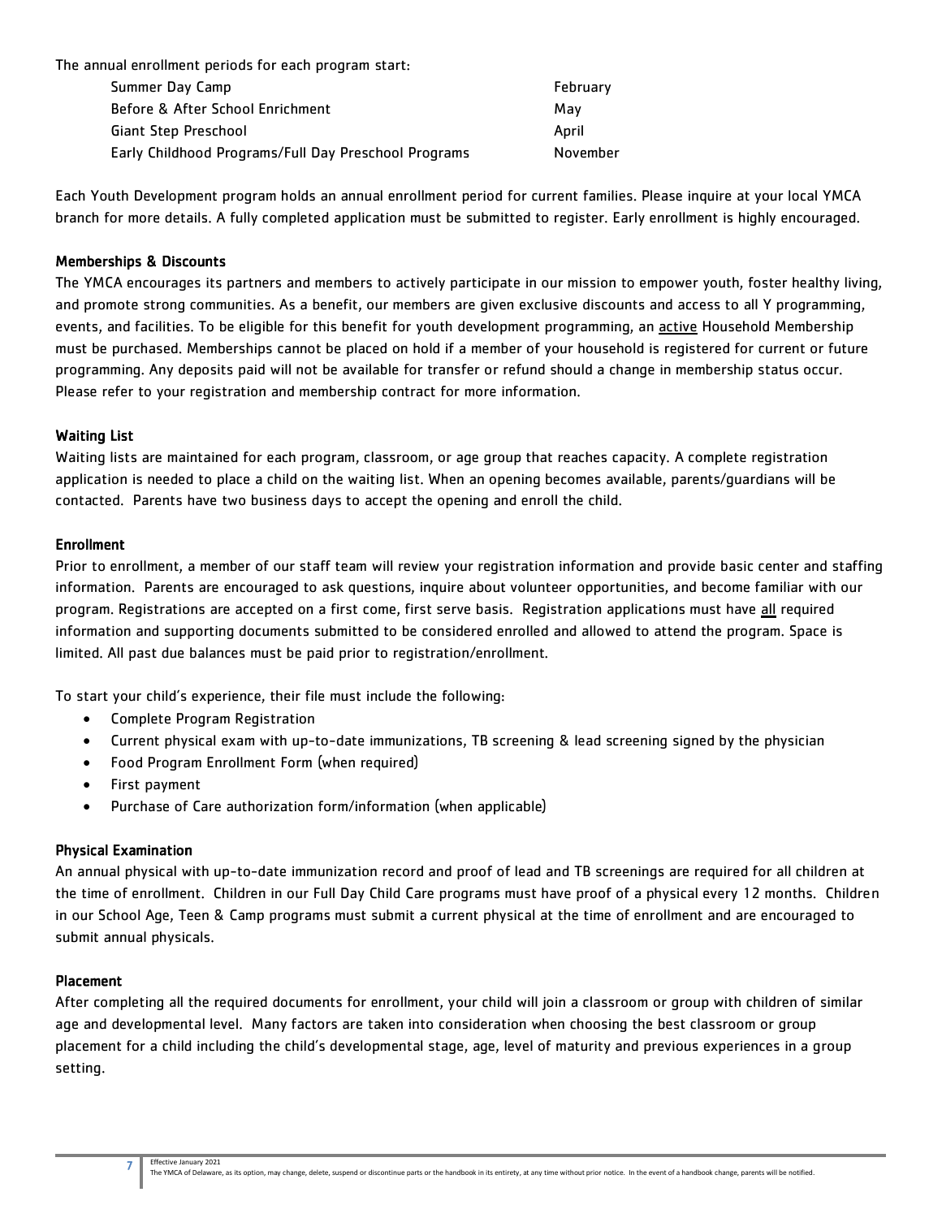The annual enrollment periods for each program start:

| Program | Month |
| --- | --- |
| Summer Day Camp | February |
| Before & After School Enrichment | May |
| Giant Step Preschool | April |
| Early Childhood Programs/Full Day Preschool Programs | November |

Each Youth Development program holds an annual enrollment period for current families. Please inquire at your local YMCA branch for more details. A fully completed application must be submitted to register. Early enrollment is highly encouraged.

### Memberships & Discounts

The YMCA encourages its partners and members to actively participate in our mission to empower youth, foster healthy living, and promote strong communities. As a benefit, our members are given exclusive discounts and access to all Y programming, events, and facilities. To be eligible for this benefit for youth development programming, an active Household Membership must be purchased. Memberships cannot be placed on hold if a member of your household is registered for current or future programming. Any deposits paid will not be available for transfer or refund should a change in membership status occur. Please refer to your registration and membership contract for more information.

### Waiting List

Waiting lists are maintained for each program, classroom, or age group that reaches capacity. A complete registration application is needed to place a child on the waiting list. When an opening becomes available, parents/guardians will be contacted. Parents have two business days to accept the opening and enroll the child.

### Enrollment

Prior to enrollment, a member of our staff team will review your registration information and provide basic center and staffing information. Parents are encouraged to ask questions, inquire about volunteer opportunities, and become familiar with our program. Registrations are accepted on a first come, first serve basis. Registration applications must have all required information and supporting documents submitted to be considered enrolled and allowed to attend the program. Space is limited. All past due balances must be paid prior to registration/enrollment.

To start your child's experience, their file must include the following:

- Complete Program Registration
- Current physical exam with up-to-date immunizations, TB screening & lead screening signed by the physician
- Food Program Enrollment Form (when required)
- First payment
- Purchase of Care authorization form/information (when applicable)

### Physical Examination

An annual physical with up-to-date immunization record and proof of lead and TB screenings are required for all children at the time of enrollment. Children in our Full Day Child Care programs must have proof of a physical every 12 months. Children in our School Age, Teen & Camp programs must submit a current physical at the time of enrollment and are encouraged to submit annual physicals.

### Placement

After completing all the required documents for enrollment, your child will join a classroom or group with children of similar age and developmental level. Many factors are taken into consideration when choosing the best classroom or group placement for a child including the child's developmental stage, age, level of maturity and previous experiences in a group setting.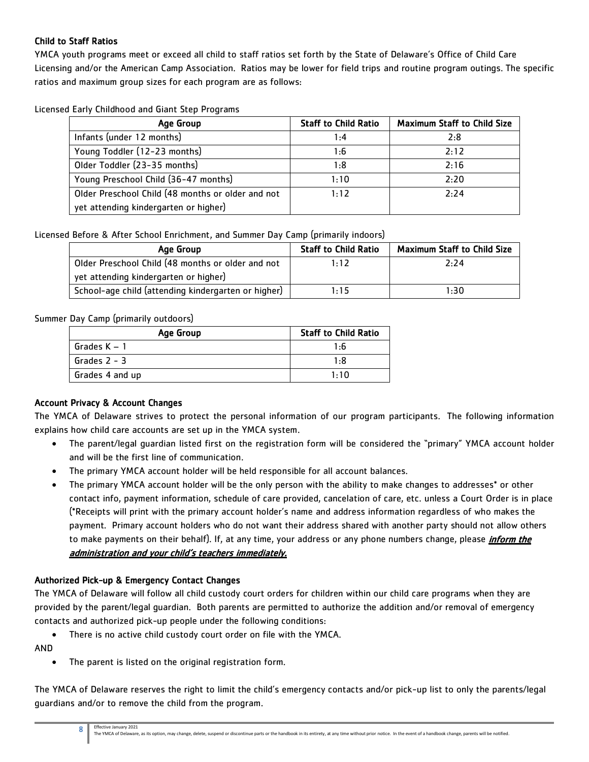### Child to Staff Ratios

YMCA youth programs meet or exceed all child to staff ratios set forth by the State of Delaware's Office of Child Care Licensing and/or the American Camp Association. Ratios may be lower for field trips and routine program outings. The specific ratios and maximum group sizes for each program are as follows:

Licensed Early Childhood and Giant Step Programs

| Age Group | Staff to Child Ratio | Maximum Staff to Child Size |
|---|---|---|
| Infants (under 12 months) | 1:4 | 2:8 |
| Young Toddler (12-23 months) | 1:6 | 2:12 |
| Older Toddler (23-35 months) | 1:8 | 2:16 |
| Young Preschool Child (36-47 months) | 1:10 | 2:20 |
| Older Preschool Child (48 months or older and not yet attending kindergarten or higher) | 1:12 | 2:24 |

Licensed Before & After School Enrichment, and Summer Day Camp (primarily indoors)

| Age Group | Staff to Child Ratio | Maximum Staff to Child Size |
|---|---|---|
| Older Preschool Child (48 months or older and not yet attending kindergarten or higher) | 1:12 | 2:24 |
| School-age child (attending kindergarten or higher) | 1:15 | 1:30 |

Summer Day Camp (primarily outdoors)

| Age Group | Staff to Child Ratio |
|---|---|
| Grades K – 1 | 1:6 |
| Grades 2 - 3 | 1:8 |
| Grades 4 and up | 1:10 |

### Account Privacy & Account Changes

The YMCA of Delaware strives to protect the personal information of our program participants. The following information explains how child care accounts are set up in the YMCA system.

- The parent/legal guardian listed first on the registration form will be considered the "primary" YMCA account holder and will be the first line of communication.
- The primary YMCA account holder will be held responsible for all account balances.
- The primary YMCA account holder will be the only person with the ability to make changes to addresses* or other contact info, payment information, schedule of care provided, cancelation of care, etc. unless a Court Order is in place (*Receipts will print with the primary account holder's name and address information regardless of who makes the payment. Primary account holders who do not want their address shared with another party should not allow others to make payments on their behalf). If, at any time, your address or any phone numbers change, please ***inform the administration and your child's teachers immediately.***

### Authorized Pick-up & Emergency Contact Changes

The YMCA of Delaware will follow all child custody court orders for children within our child care programs when they are provided by the parent/legal guardian. Both parents are permitted to authorize the addition and/or removal of emergency contacts and authorized pick-up people under the following conditions:

- There is no active child custody court order on file with the YMCA.

AND

- The parent is listed on the original registration form.

The YMCA of Delaware reserves the right to limit the child's emergency contacts and/or pick-up list to only the parents/legal guardians and/or to remove the child from the program.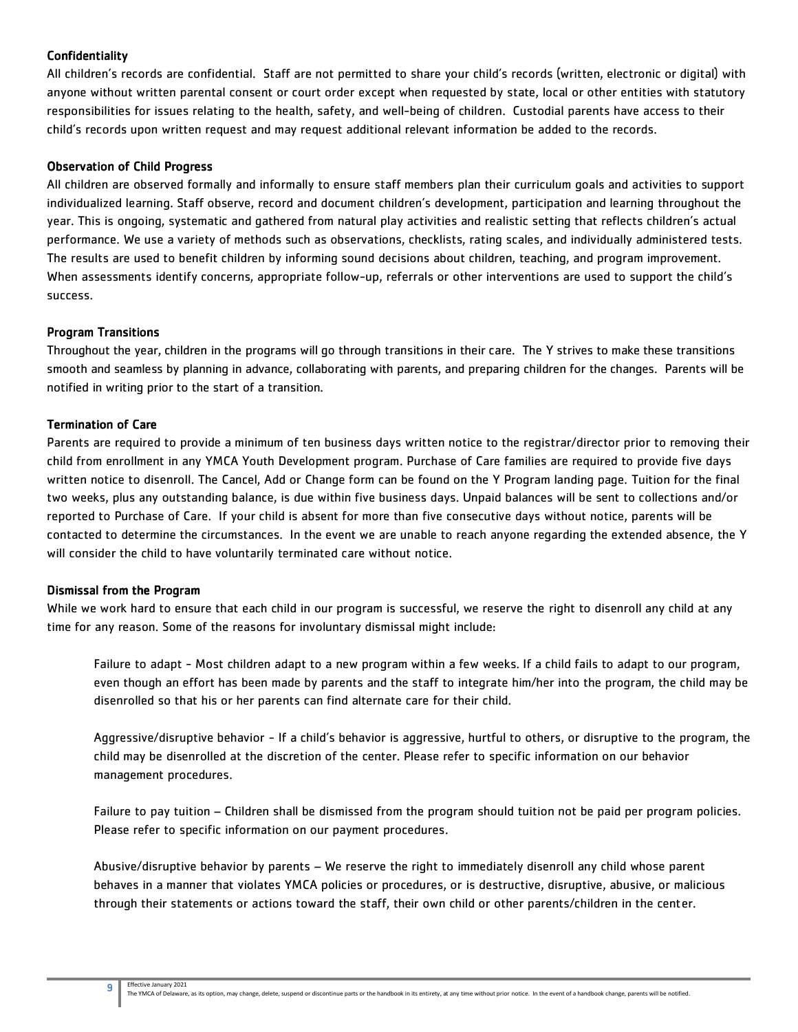### Confidentiality

All children's records are confidential. Staff are not permitted to share your child's records (written, electronic or digital) with anyone without written parental consent or court order except when requested by state, local or other entities with statutory responsibilities for issues relating to the health, safety, and well-being of children. Custodial parents have access to their child's records upon written request and may request additional relevant information be added to the records.

### Observation of Child Progress

All children are observed formally and informally to ensure staff members plan their curriculum goals and activities to support individualized learning. Staff observe, record and document children's development, participation and learning throughout the year. This is ongoing, systematic and gathered from natural play activities and realistic setting that reflects children's actual performance. We use a variety of methods such as observations, checklists, rating scales, and individually administered tests. The results are used to benefit children by informing sound decisions about children, teaching, and program improvement. When assessments identify concerns, appropriate follow-up, referrals or other interventions are used to support the child's success.

### Program Transitions

Throughout the year, children in the programs will go through transitions in their care. The Y strives to make these transitions smooth and seamless by planning in advance, collaborating with parents, and preparing children for the changes. Parents will be notified in writing prior to the start of a transition.

### Termination of Care

Parents are required to provide a minimum of ten business days written notice to the registrar/director prior to removing their child from enrollment in any YMCA Youth Development program. Purchase of Care families are required to provide five days written notice to disenroll. The Cancel, Add or Change form can be found on the Y Program landing page. Tuition for the final two weeks, plus any outstanding balance, is due within five business days. Unpaid balances will be sent to collections and/or reported to Purchase of Care. If your child is absent for more than five consecutive days without notice, parents will be contacted to determine the circumstances. In the event we are unable to reach anyone regarding the extended absence, the Y will consider the child to have voluntarily terminated care without notice.

### Dismissal from the Program

While we work hard to ensure that each child in our program is successful, we reserve the right to disenroll any child at any time for any reason. Some of the reasons for involuntary dismissal might include:

Failure to adapt - Most children adapt to a new program within a few weeks. If a child fails to adapt to our program, even though an effort has been made by parents and the staff to integrate him/her into the program, the child may be disenrolled so that his or her parents can find alternate care for their child.

Aggressive/disruptive behavior - If a child's behavior is aggressive, hurtful to others, or disruptive to the program, the child may be disenrolled at the discretion of the center. Please refer to specific information on our behavior management procedures.

Failure to pay tuition – Children shall be dismissed from the program should tuition not be paid per program policies. Please refer to specific information on our payment procedures.

Abusive/disruptive behavior by parents – We reserve the right to immediately disenroll any child whose parent behaves in a manner that violates YMCA policies or procedures, or is destructive, disruptive, abusive, or malicious through their statements or actions toward the staff, their own child or other parents/children in the center.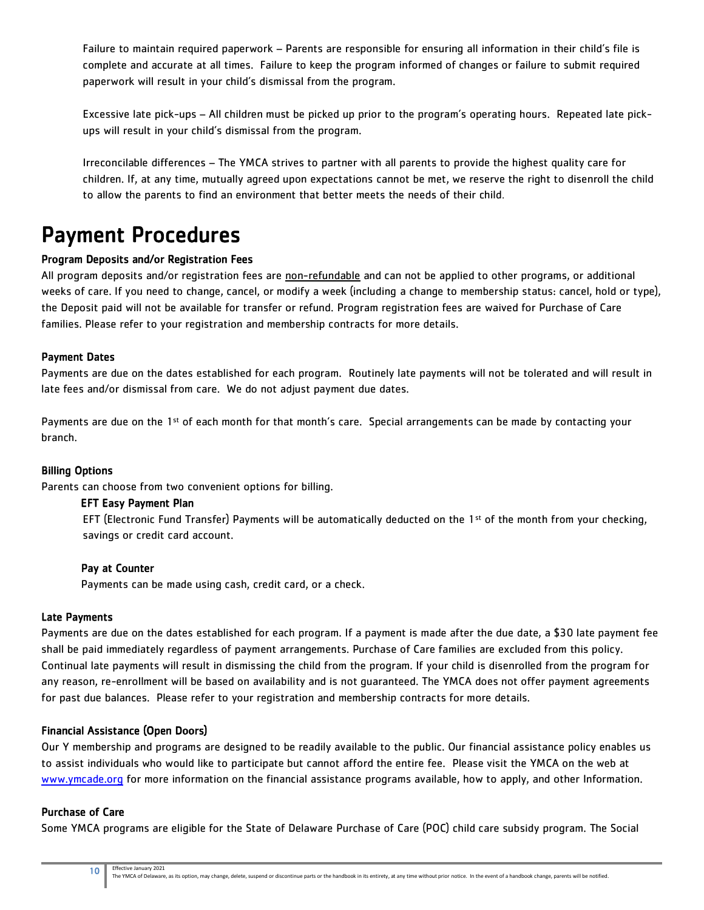Failure to maintain required paperwork – Parents are responsible for ensuring all information in their child's file is complete and accurate at all times. Failure to keep the program informed of changes or failure to submit required paperwork will result in your child's dismissal from the program.

Excessive late pick-ups – All children must be picked up prior to the program's operating hours. Repeated late pick-ups will result in your child's dismissal from the program.

Irreconcilable differences – The YMCA strives to partner with all parents to provide the highest quality care for children. If, at any time, mutually agreed upon expectations cannot be met, we reserve the right to disenroll the child to allow the parents to find an environment that better meets the needs of their child.

# Payment Procedures

**Program Deposits and/or Registration Fees**

All program deposits and/or registration fees are <u>non-refundable</u> and can not be applied to other programs, or additional weeks of care. If you need to change, cancel, or modify a week (including a change to membership status: cancel, hold or type), the Deposit paid will not be available for transfer or refund. Program registration fees are waived for Purchase of Care families. Please refer to your registration and membership contracts for more details.

**Payment Dates**

Payments are due on the dates established for each program. Routinely late payments will not be tolerated and will result in late fees and/or dismissal from care. We do not adjust payment due dates.

Payments are due on the 1st of each month for that month's care. Special arrangements can be made by contacting your branch.

**Billing Options**

Parents can choose from two convenient options for billing.

**EFT Easy Payment Plan**

EFT (Electronic Fund Transfer) Payments will be automatically deducted on the 1st of the month from your checking, savings or credit card account.

**Pay at Counter**

Payments can be made using cash, credit card, or a check.

**Late Payments**

Payments are due on the dates established for each program. If a payment is made after the due date, a $30 late payment fee shall be paid immediately regardless of payment arrangements. Purchase of Care families are excluded from this policy. Continual late payments will result in dismissing the child from the program. If your child is disenrolled from the program for any reason, re-enrollment will be based on availability and is not guaranteed. The YMCA does not offer payment agreements for past due balances. Please refer to your registration and membership contracts for more details.

**Financial Assistance (Open Doors)**

Our Y membership and programs are designed to be readily available to the public. Our financial assistance policy enables us to assist individuals who would like to participate but cannot afford the entire fee. Please visit the YMCA on the web at [www.ymcade.org](http://www.ymcade.org) for more information on the financial assistance programs available, how to apply, and other Information.

**Purchase of Care**

Some YMCA programs are eligible for the State of Delaware Purchase of Care (POC) child care subsidy program. The Social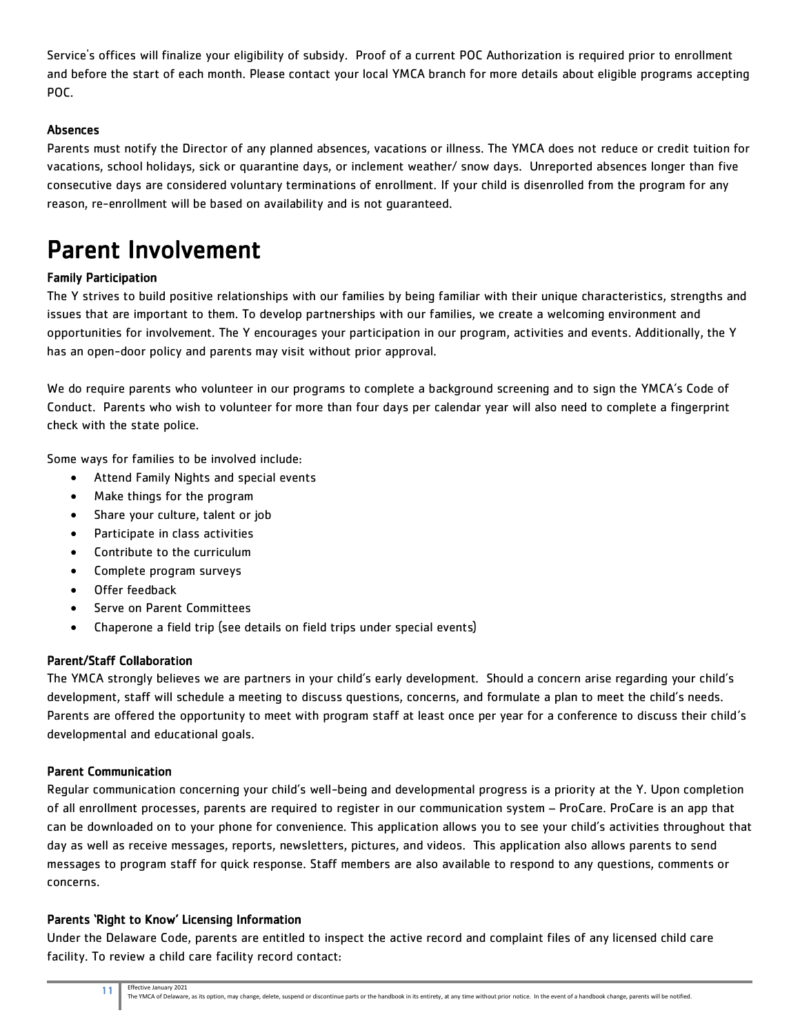Service's offices will finalize your eligibility of subsidy. Proof of a current POC Authorization is required prior to enrollment and before the start of each month. Please contact your local YMCA branch for more details about eligible programs accepting POC.

#### Absences

Parents must notify the Director of any planned absences, vacations or illness. The YMCA does not reduce or credit tuition for vacations, school holidays, sick or quarantine days, or inclement weather/ snow days. Unreported absences longer than five consecutive days are considered voluntary terminations of enrollment. If your child is disenrolled from the program for any reason, re-enrollment will be based on availability and is not guaranteed.

# Parent Involvement

#### Family Participation

The Y strives to build positive relationships with our families by being familiar with their unique characteristics, strengths and issues that are important to them. To develop partnerships with our families, we create a welcoming environment and opportunities for involvement. The Y encourages your participation in our program, activities and events. Additionally, the Y has an open-door policy and parents may visit without prior approval.

We do require parents who volunteer in our programs to complete a background screening and to sign the YMCA's Code of Conduct. Parents who wish to volunteer for more than four days per calendar year will also need to complete a fingerprint check with the state police.

Some ways for families to be involved include:

- Attend Family Nights and special events
- Make things for the program
- Share your culture, talent or job
- Participate in class activities
- Contribute to the curriculum
- Complete program surveys
- Offer feedback
- Serve on Parent Committees
- Chaperone a field trip (see details on field trips under special events)

#### Parent/Staff Collaboration

The YMCA strongly believes we are partners in your child's early development. Should a concern arise regarding your child's development, staff will schedule a meeting to discuss questions, concerns, and formulate a plan to meet the child's needs. Parents are offered the opportunity to meet with program staff at least once per year for a conference to discuss their child's developmental and educational goals.

#### Parent Communication

Regular communication concerning your child's well-being and developmental progress is a priority at the Y. Upon completion of all enrollment processes, parents are required to register in our communication system – ProCare. ProCare is an app that can be downloaded on to your phone for convenience. This application allows you to see your child's activities throughout that day as well as receive messages, reports, newsletters, pictures, and videos. This application also allows parents to send messages to program staff for quick response. Staff members are also available to respond to any questions, comments or concerns.

#### Parents 'Right to Know' Licensing Information

Under the Delaware Code, parents are entitled to inspect the active record and complaint files of any licensed child care facility. To review a child care facility record contact: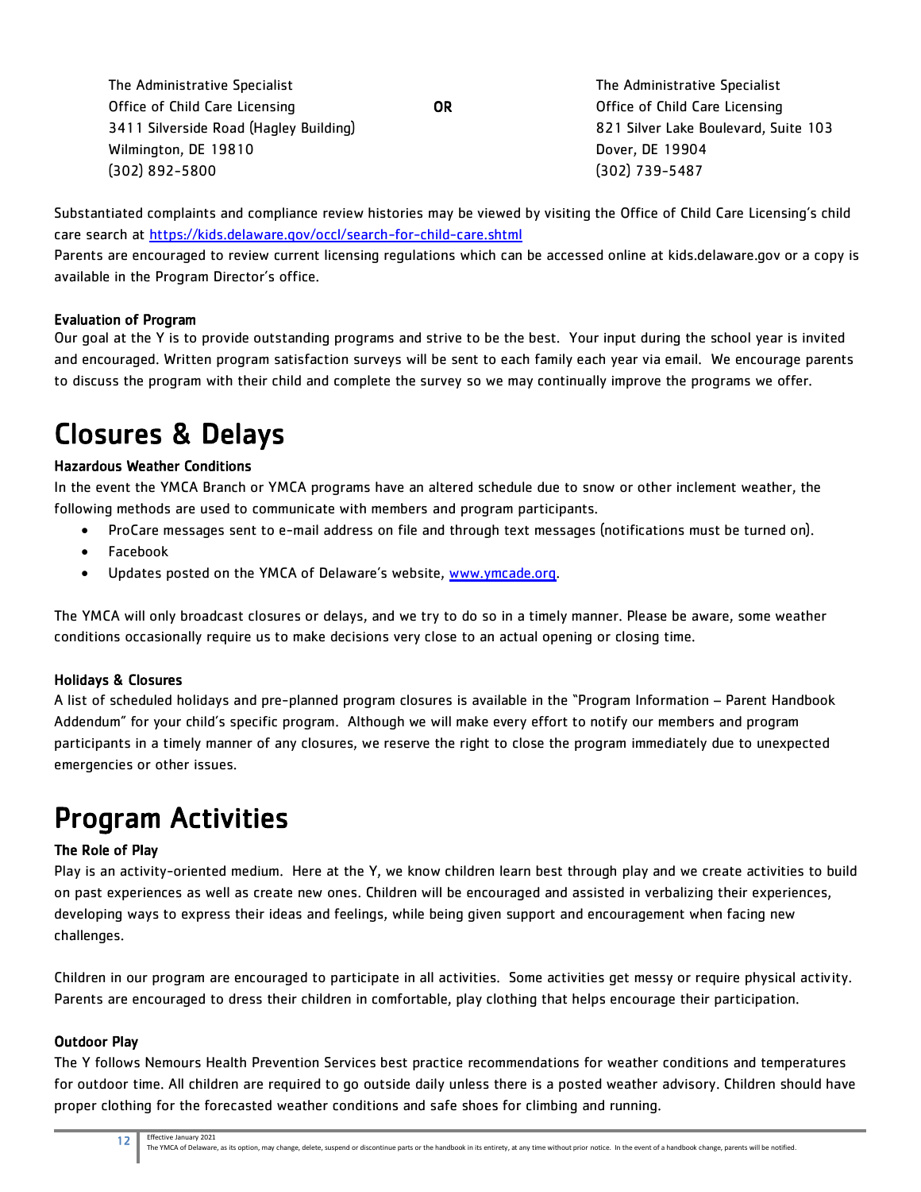The Administrative Specialist
Office of Child Care Licensing
3411 Silverside Road (Hagley Building)
Wilmington, DE 19810
(302) 892-5800

**OR**

The Administrative Specialist
Office of Child Care Licensing
821 Silver Lake Boulevard, Suite 103
Dover, DE 19904
(302) 739-5487

Substantiated complaints and compliance review histories may be viewed by visiting the Office of Child Care Licensing's child care search at https://kids.delaware.gov/occl/search-for-child-care.shtml
Parents are encouraged to review current licensing regulations which can be accessed online at kids.delaware.gov or a copy is available in the Program Director's office.

### Evaluation of Program

Our goal at the Y is to provide outstanding programs and strive to be the best. Your input during the school year is invited and encouraged. Written program satisfaction surveys will be sent to each family each year via email. We encourage parents to discuss the program with their child and complete the survey so we may continually improve the programs we offer.

# Closures & Delays

### Hazardous Weather Conditions

In the event the YMCA Branch or YMCA programs have an altered schedule due to snow or other inclement weather, the following methods are used to communicate with members and program participants.

- ProCare messages sent to e-mail address on file and through text messages (notifications must be turned on).
- Facebook
- Updates posted on the YMCA of Delaware's website, www.ymcade.org.

The YMCA will only broadcast closures or delays, and we try to do so in a timely manner. Please be aware, some weather conditions occasionally require us to make decisions very close to an actual opening or closing time.

### Holidays & Closures

A list of scheduled holidays and pre-planned program closures is available in the "Program Information – Parent Handbook Addendum" for your child's specific program. Although we will make every effort to notify our members and program participants in a timely manner of any closures, we reserve the right to close the program immediately due to unexpected emergencies or other issues.

# Program Activities

### The Role of Play

Play is an activity-oriented medium. Here at the Y, we know children learn best through play and we create activities to build on past experiences as well as create new ones. Children will be encouraged and assisted in verbalizing their experiences, developing ways to express their ideas and feelings, while being given support and encouragement when facing new challenges.

Children in our program are encouraged to participate in all activities. Some activities get messy or require physical activity. Parents are encouraged to dress their children in comfortable, play clothing that helps encourage their participation.

### Outdoor Play

The Y follows Nemours Health Prevention Services best practice recommendations for weather conditions and temperatures for outdoor time. All children are required to go outside daily unless there is a posted weather advisory. Children should have proper clothing for the forecasted weather conditions and safe shoes for climbing and running.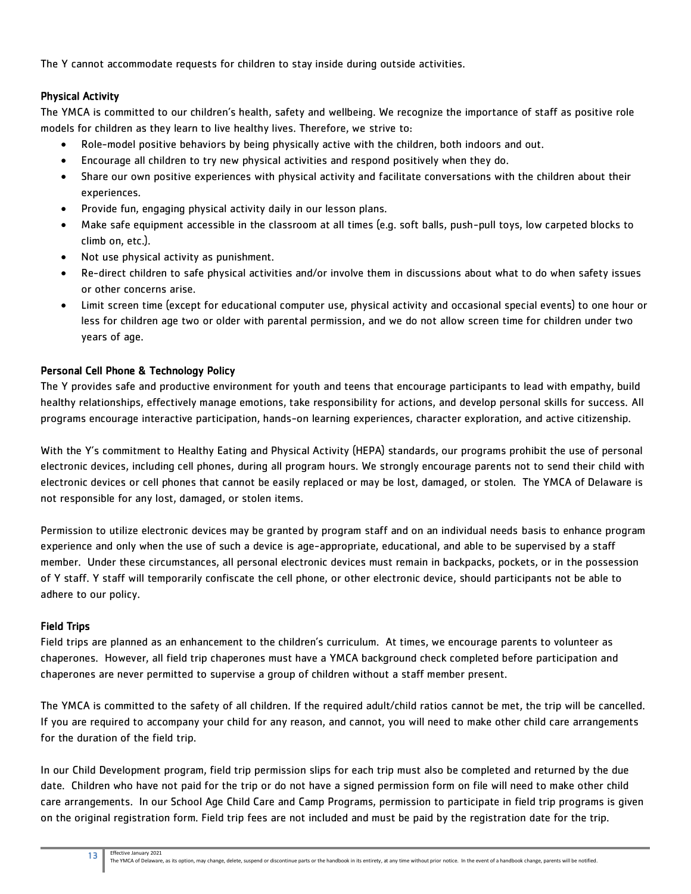The Y cannot accommodate requests for children to stay inside during outside activities.

### Physical Activity

The YMCA is committed to our children's health, safety and wellbeing. We recognize the importance of staff as positive role models for children as they learn to live healthy lives. Therefore, we strive to:

- Role-model positive behaviors by being physically active with the children, both indoors and out.
- Encourage all children to try new physical activities and respond positively when they do.
- Share our own positive experiences with physical activity and facilitate conversations with the children about their experiences.
- Provide fun, engaging physical activity daily in our lesson plans.
- Make safe equipment accessible in the classroom at all times (e.g. soft balls, push-pull toys, low carpeted blocks to climb on, etc.).
- Not use physical activity as punishment.
- Re-direct children to safe physical activities and/or involve them in discussions about what to do when safety issues or other concerns arise.
- Limit screen time (except for educational computer use, physical activity and occasional special events) to one hour or less for children age two or older with parental permission, and we do not allow screen time for children under two years of age.

### Personal Cell Phone & Technology Policy

The Y provides safe and productive environment for youth and teens that encourage participants to lead with empathy, build healthy relationships, effectively manage emotions, take responsibility for actions, and develop personal skills for success. All programs encourage interactive participation, hands-on learning experiences, character exploration, and active citizenship.

With the Y's commitment to Healthy Eating and Physical Activity (HEPA) standards, our programs prohibit the use of personal electronic devices, including cell phones, during all program hours. We strongly encourage parents not to send their child with electronic devices or cell phones that cannot be easily replaced or may be lost, damaged, or stolen. The YMCA of Delaware is not responsible for any lost, damaged, or stolen items.

Permission to utilize electronic devices may be granted by program staff and on an individual needs basis to enhance program experience and only when the use of such a device is age-appropriate, educational, and able to be supervised by a staff member. Under these circumstances, all personal electronic devices must remain in backpacks, pockets, or in the possession of Y staff. Y staff will temporarily confiscate the cell phone, or other electronic device, should participants not be able to adhere to our policy.

### Field Trips

Field trips are planned as an enhancement to the children's curriculum. At times, we encourage parents to volunteer as chaperones. However, all field trip chaperones must have a YMCA background check completed before participation and chaperones are never permitted to supervise a group of children without a staff member present.

The YMCA is committed to the safety of all children. If the required adult/child ratios cannot be met, the trip will be cancelled. If you are required to accompany your child for any reason, and cannot, you will need to make other child care arrangements for the duration of the field trip.

In our Child Development program, field trip permission slips for each trip must also be completed and returned by the due date. Children who have not paid for the trip or do not have a signed permission form on file will need to make other child care arrangements. In our School Age Child Care and Camp Programs, permission to participate in field trip programs is given on the original registration form. Field trip fees are not included and must be paid by the registration date for the trip.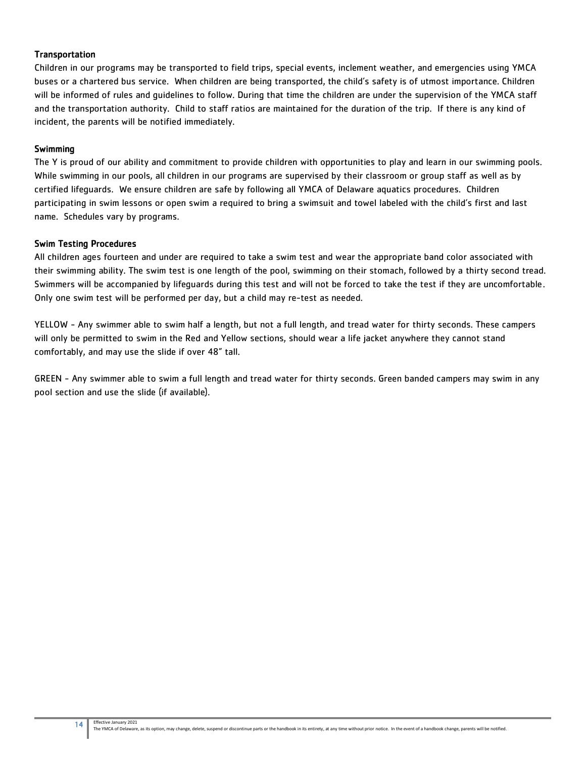### Transportation

Children in our programs may be transported to field trips, special events, inclement weather, and emergencies using YMCA buses or a chartered bus service. When children are being transported, the child's safety is of utmost importance. Children will be informed of rules and guidelines to follow. During that time the children are under the supervision of the YMCA staff and the transportation authority. Child to staff ratios are maintained for the duration of the trip. If there is any kind of incident, the parents will be notified immediately.

### Swimming

The Y is proud of our ability and commitment to provide children with opportunities to play and learn in our swimming pools. While swimming in our pools, all children in our programs are supervised by their classroom or group staff as well as by certified lifeguards. We ensure children are safe by following all YMCA of Delaware aquatics procedures. Children participating in swim lessons or open swim a required to bring a swimsuit and towel labeled with the child's first and last name. Schedules vary by programs.

### Swim Testing Procedures

All children ages fourteen and under are required to take a swim test and wear the appropriate band color associated with their swimming ability. The swim test is one length of the pool, swimming on their stomach, followed by a thirty second tread. Swimmers will be accompanied by lifeguards during this test and will not be forced to take the test if they are uncomfortable. Only one swim test will be performed per day, but a child may re-test as needed.

YELLOW - Any swimmer able to swim half a length, but not a full length, and tread water for thirty seconds. These campers will only be permitted to swim in the Red and Yellow sections, should wear a life jacket anywhere they cannot stand comfortably, and may use the slide if over 48" tall.

GREEN - Any swimmer able to swim a full length and tread water for thirty seconds. Green banded campers may swim in any pool section and use the slide (if available).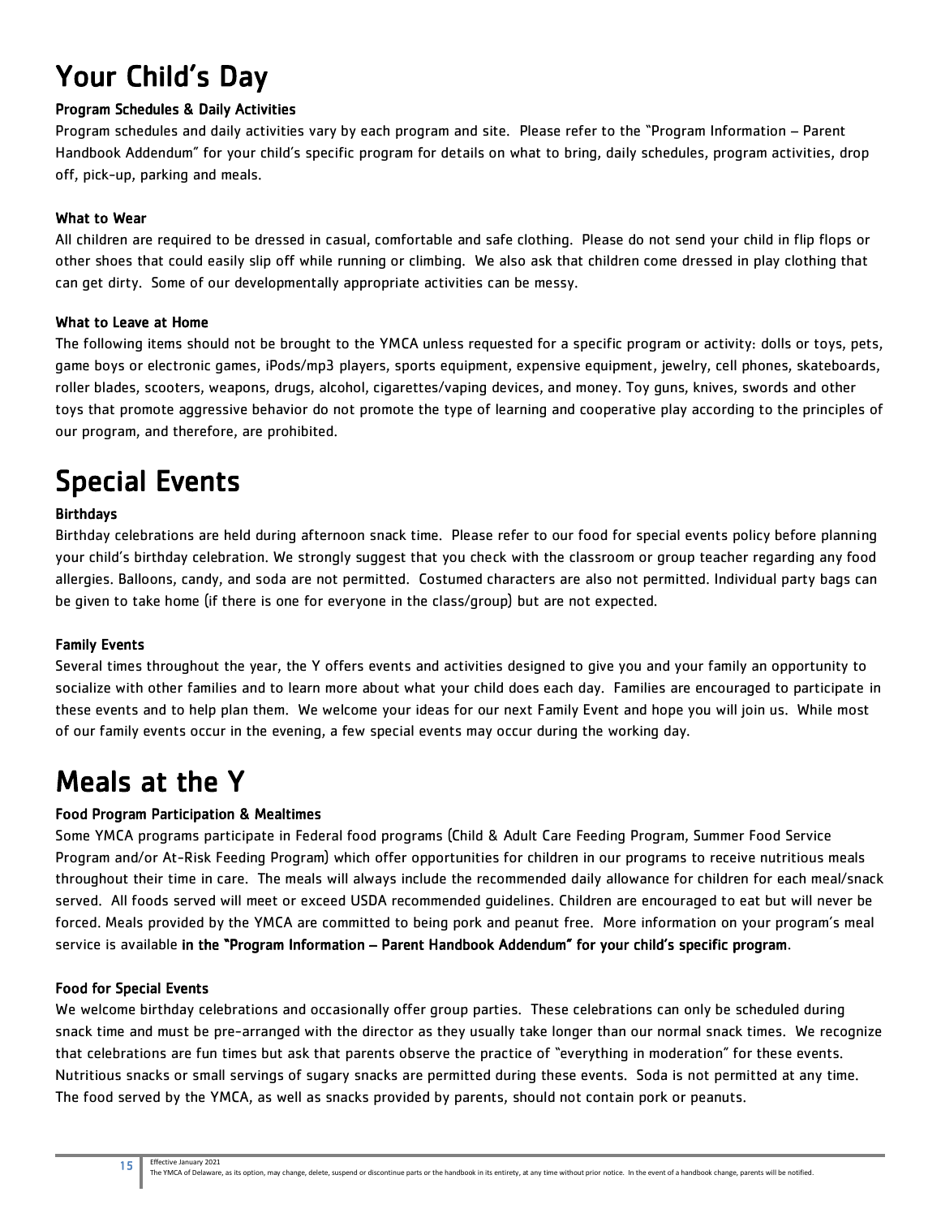# Your Child's Day

### Program Schedules & Daily Activities

Program schedules and daily activities vary by each program and site. Please refer to the "Program Information – Parent Handbook Addendum" for your child's specific program for details on what to bring, daily schedules, program activities, drop off, pick-up, parking and meals.

### What to Wear

All children are required to be dressed in casual, comfortable and safe clothing. Please do not send your child in flip flops or other shoes that could easily slip off while running or climbing. We also ask that children come dressed in play clothing that can get dirty. Some of our developmentally appropriate activities can be messy.

### What to Leave at Home

The following items should not be brought to the YMCA unless requested for a specific program or activity: dolls or toys, pets, game boys or electronic games, iPods/mp3 players, sports equipment, expensive equipment, jewelry, cell phones, skateboards, roller blades, scooters, weapons, drugs, alcohol, cigarettes/vaping devices, and money. Toy guns, knives, swords and other toys that promote aggressive behavior do not promote the type of learning and cooperative play according to the principles of our program, and therefore, are prohibited.

# Special Events

### Birthdays

Birthday celebrations are held during afternoon snack time. Please refer to our food for special events policy before planning your child's birthday celebration. We strongly suggest that you check with the classroom or group teacher regarding any food allergies. Balloons, candy, and soda are not permitted. Costumed characters are also not permitted. Individual party bags can be given to take home (if there is one for everyone in the class/group) but are not expected.

### Family Events

Several times throughout the year, the Y offers events and activities designed to give you and your family an opportunity to socialize with other families and to learn more about what your child does each day. Families are encouraged to participate in these events and to help plan them. We welcome your ideas for our next Family Event and hope you will join us. While most of our family events occur in the evening, a few special events may occur during the working day.

# Meals at the Y

### Food Program Participation & Mealtimes

Some YMCA programs participate in Federal food programs (Child & Adult Care Feeding Program, Summer Food Service Program and/or At-Risk Feeding Program) which offer opportunities for children in our programs to receive nutritious meals throughout their time in care. The meals will always include the recommended daily allowance for children for each meal/snack served. All foods served will meet or exceed USDA recommended guidelines. Children are encouraged to eat but will never be forced. Meals provided by the YMCA are committed to being pork and peanut free. More information on your program's meal service is available **in the "Program Information – Parent Handbook Addendum" for your child's specific program**.

### Food for Special Events

We welcome birthday celebrations and occasionally offer group parties. These celebrations can only be scheduled during snack time and must be pre-arranged with the director as they usually take longer than our normal snack times. We recognize that celebrations are fun times but ask that parents observe the practice of "everything in moderation" for these events. Nutritious snacks or small servings of sugary snacks are permitted during these events. Soda is not permitted at any time. The food served by the YMCA, as well as snacks provided by parents, should not contain pork or peanuts.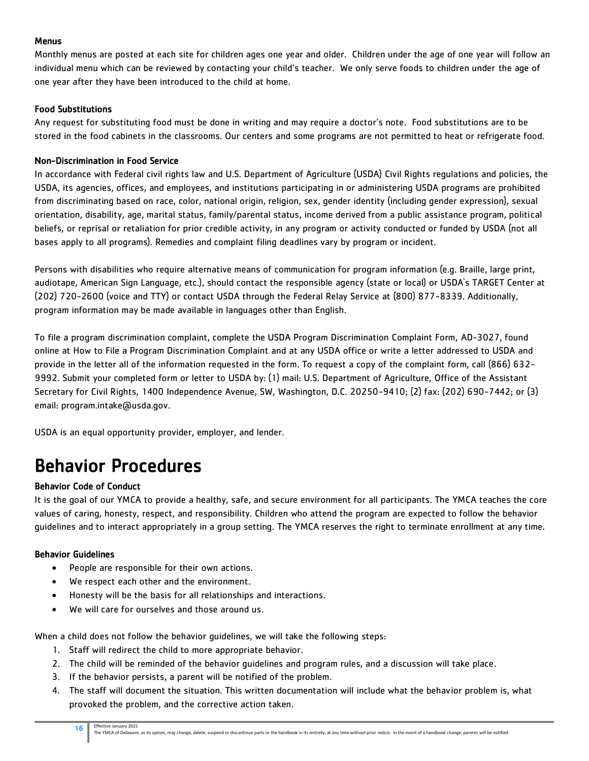### Menus

Monthly menus are posted at each site for children ages one year and older. Children under the age of one year will follow an individual menu which can be reviewed by contacting your child's teacher. We only serve foods to children under the age of one year after they have been introduced to the child at home.

### Food Substitutions

Any request for substituting food must be done in writing and may require a doctor's note. Food substitutions are to be stored in the food cabinets in the classrooms. Our centers and some programs are not permitted to heat or refrigerate food.

### Non-Discrimination in Food Service

In accordance with Federal civil rights law and U.S. Department of Agriculture (USDA) Civil Rights regulations and policies, the USDA, its agencies, offices, and employees, and institutions participating in or administering USDA programs are prohibited from discriminating based on race, color, national origin, religion, sex, gender identity (including gender expression), sexual orientation, disability, age, marital status, family/parental status, income derived from a public assistance program, political beliefs, or reprisal or retaliation for prior credible activity, in any program or activity conducted or funded by USDA (not all bases apply to all programs). Remedies and complaint filing deadlines vary by program or incident.

Persons with disabilities who require alternative means of communication for program information (e.g. Braille, large print, audiotape, American Sign Language, etc.), should contact the responsible agency (state or local) or USDA's TARGET Center at (202) 720-2600 (voice and TTY) or contact USDA through the Federal Relay Service at (800) 877-8339. Additionally, program information may be made available in languages other than English.

To file a program discrimination complaint, complete the USDA Program Discrimination Complaint Form, AD-3027, found online at How to File a Program Discrimination Complaint and at any USDA office or write a letter addressed to USDA and provide in the letter all of the information requested in the form. To request a copy of the complaint form, call (866) 632-9992. Submit your completed form or letter to USDA by: (1) mail: U.S. Department of Agriculture, Office of the Assistant Secretary for Civil Rights, 1400 Independence Avenue, SW, Washington, D.C. 20250-9410; (2) fax: (202) 690-7442; or (3) email: program.intake@usda.gov.

USDA is an equal opportunity provider, employer, and lender.

# Behavior Procedures

### Behavior Code of Conduct

It is the goal of our YMCA to provide a healthy, safe, and secure environment for all participants. The YMCA teaches the core values of caring, honesty, respect, and responsibility. Children who attend the program are expected to follow the behavior guidelines and to interact appropriately in a group setting. The YMCA reserves the right to terminate enrollment at any time.

### Behavior Guidelines

- People are responsible for their own actions.
- We respect each other and the environment.
- Honesty will be the basis for all relationships and interactions.
- We will care for ourselves and those around us.

When a child does not follow the behavior guidelines, we will take the following steps:

1. Staff will redirect the child to more appropriate behavior.
2. The child will be reminded of the behavior guidelines and program rules, and a discussion will take place.
3. If the behavior persists, a parent will be notified of the problem.
4. The staff will document the situation. This written documentation will include what the behavior problem is, what provoked the problem, and the corrective action taken.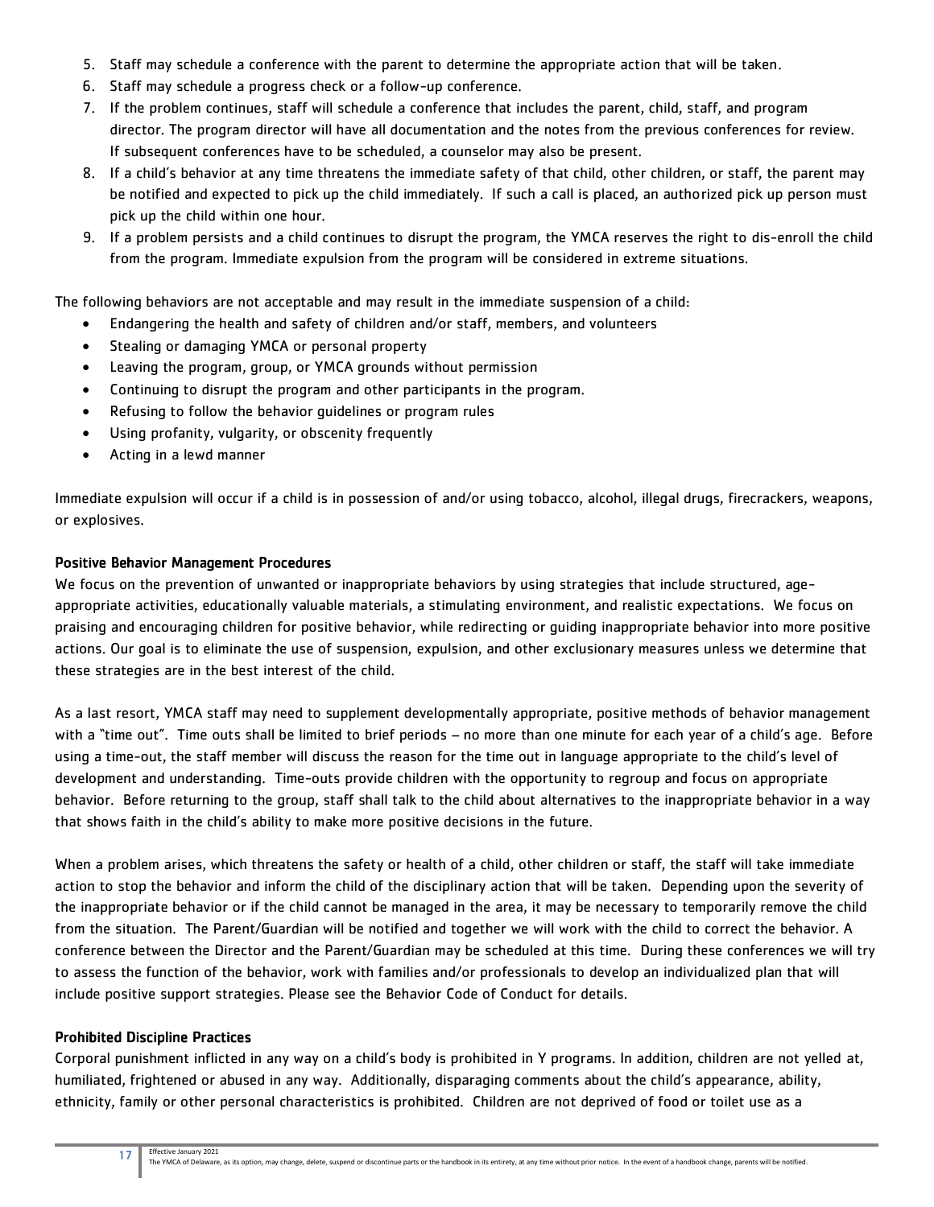5. Staff may schedule a conference with the parent to determine the appropriate action that will be taken.
6. Staff may schedule a progress check or a follow-up conference.
7. If the problem continues, staff will schedule a conference that includes the parent, child, staff, and program director. The program director will have all documentation and the notes from the previous conferences for review. If subsequent conferences have to be scheduled, a counselor may also be present.
8. If a child's behavior at any time threatens the immediate safety of that child, other children, or staff, the parent may be notified and expected to pick up the child immediately. If such a call is placed, an authorized pick up person must pick up the child within one hour.
9. If a problem persists and a child continues to disrupt the program, the YMCA reserves the right to dis-enroll the child from the program. Immediate expulsion from the program will be considered in extreme situations.

The following behaviors are not acceptable and may result in the immediate suspension of a child:

- Endangering the health and safety of children and/or staff, members, and volunteers
- Stealing or damaging YMCA or personal property
- Leaving the program, group, or YMCA grounds without permission
- Continuing to disrupt the program and other participants in the program.
- Refusing to follow the behavior guidelines or program rules
- Using profanity, vulgarity, or obscenity frequently
- Acting in a lewd manner

Immediate expulsion will occur if a child is in possession of and/or using tobacco, alcohol, illegal drugs, firecrackers, weapons, or explosives.

### Positive Behavior Management Procedures

We focus on the prevention of unwanted or inappropriate behaviors by using strategies that include structured, age-appropriate activities, educationally valuable materials, a stimulating environment, and realistic expectations. We focus on praising and encouraging children for positive behavior, while redirecting or guiding inappropriate behavior into more positive actions. Our goal is to eliminate the use of suspension, expulsion, and other exclusionary measures unless we determine that these strategies are in the best interest of the child.

As a last resort, YMCA staff may need to supplement developmentally appropriate, positive methods of behavior management with a "time out". Time outs shall be limited to brief periods – no more than one minute for each year of a child's age. Before using a time-out, the staff member will discuss the reason for the time out in language appropriate to the child's level of development and understanding. Time-outs provide children with the opportunity to regroup and focus on appropriate behavior. Before returning to the group, staff shall talk to the child about alternatives to the inappropriate behavior in a way that shows faith in the child's ability to make more positive decisions in the future.

When a problem arises, which threatens the safety or health of a child, other children or staff, the staff will take immediate action to stop the behavior and inform the child of the disciplinary action that will be taken. Depending upon the severity of the inappropriate behavior or if the child cannot be managed in the area, it may be necessary to temporarily remove the child from the situation. The Parent/Guardian will be notified and together we will work with the child to correct the behavior. A conference between the Director and the Parent/Guardian may be scheduled at this time. During these conferences we will try to assess the function of the behavior, work with families and/or professionals to develop an individualized plan that will include positive support strategies. Please see the Behavior Code of Conduct for details.

### Prohibited Discipline Practices

Corporal punishment inflicted in any way on a child's body is prohibited in Y programs. In addition, children are not yelled at, humiliated, frightened or abused in any way. Additionally, disparaging comments about the child's appearance, ability, ethnicity, family or other personal characteristics is prohibited. Children are not deprived of food or toilet use as a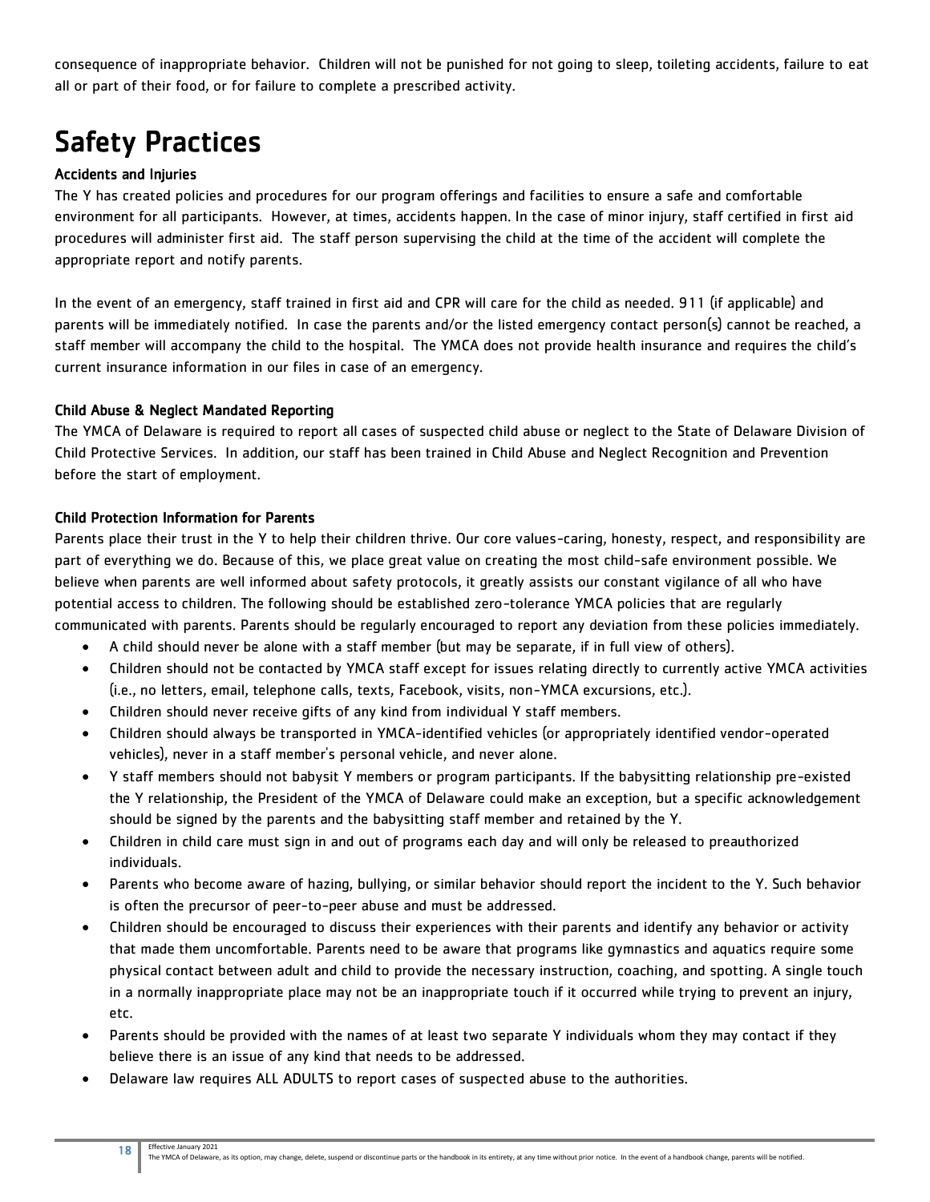consequence of inappropriate behavior. Children will not be punished for not going to sleep, toileting accidents, failure to eat all or part of their food, or for failure to complete a prescribed activity.

# Safety Practices

### Accidents and Injuries

The Y has created policies and procedures for our program offerings and facilities to ensure a safe and comfortable environment for all participants. However, at times, accidents happen. In the case of minor injury, staff certified in first aid procedures will administer first aid. The staff person supervising the child at the time of the accident will complete the appropriate report and notify parents.

In the event of an emergency, staff trained in first aid and CPR will care for the child as needed. 911 (if applicable) and parents will be immediately notified. In case the parents and/or the listed emergency contact person(s) cannot be reached, a staff member will accompany the child to the hospital. The YMCA does not provide health insurance and requires the child's current insurance information in our files in case of an emergency.

### Child Abuse & Neglect Mandated Reporting

The YMCA of Delaware is required to report all cases of suspected child abuse or neglect to the State of Delaware Division of Child Protective Services. In addition, our staff has been trained in Child Abuse and Neglect Recognition and Prevention before the start of employment.

### Child Protection Information for Parents

Parents place their trust in the Y to help their children thrive. Our core values-caring, honesty, respect, and responsibility are part of everything we do. Because of this, we place great value on creating the most child-safe environment possible. We believe when parents are well informed about safety protocols, it greatly assists our constant vigilance of all who have potential access to children. The following should be established zero-tolerance YMCA policies that are regularly communicated with parents. Parents should be regularly encouraged to report any deviation from these policies immediately.

- A child should never be alone with a staff member (but may be separate, if in full view of others).
- Children should not be contacted by YMCA staff except for issues relating directly to currently active YMCA activities (i.e., no letters, email, telephone calls, texts, Facebook, visits, non-YMCA excursions, etc.).
- Children should never receive gifts of any kind from individual Y staff members.
- Children should always be transported in YMCA-identified vehicles (or appropriately identified vendor-operated vehicles), never in a staff member's personal vehicle, and never alone.
- Y staff members should not babysit Y members or program participants. If the babysitting relationship pre-existed the Y relationship, the President of the YMCA of Delaware could make an exception, but a specific acknowledgement should be signed by the parents and the babysitting staff member and retained by the Y.
- Children in child care must sign in and out of programs each day and will only be released to preauthorized individuals.
- Parents who become aware of hazing, bullying, or similar behavior should report the incident to the Y. Such behavior is often the precursor of peer-to-peer abuse and must be addressed.
- Children should be encouraged to discuss their experiences with their parents and identify any behavior or activity that made them uncomfortable. Parents need to be aware that programs like gymnastics and aquatics require some physical contact between adult and child to provide the necessary instruction, coaching, and spotting. A single touch in a normally inappropriate place may not be an inappropriate touch if it occurred while trying to prevent an injury, etc.
- Parents should be provided with the names of at least two separate Y individuals whom they may contact if they believe there is an issue of any kind that needs to be addressed.
- Delaware law requires ALL ADULTS to report cases of suspected abuse to the authorities.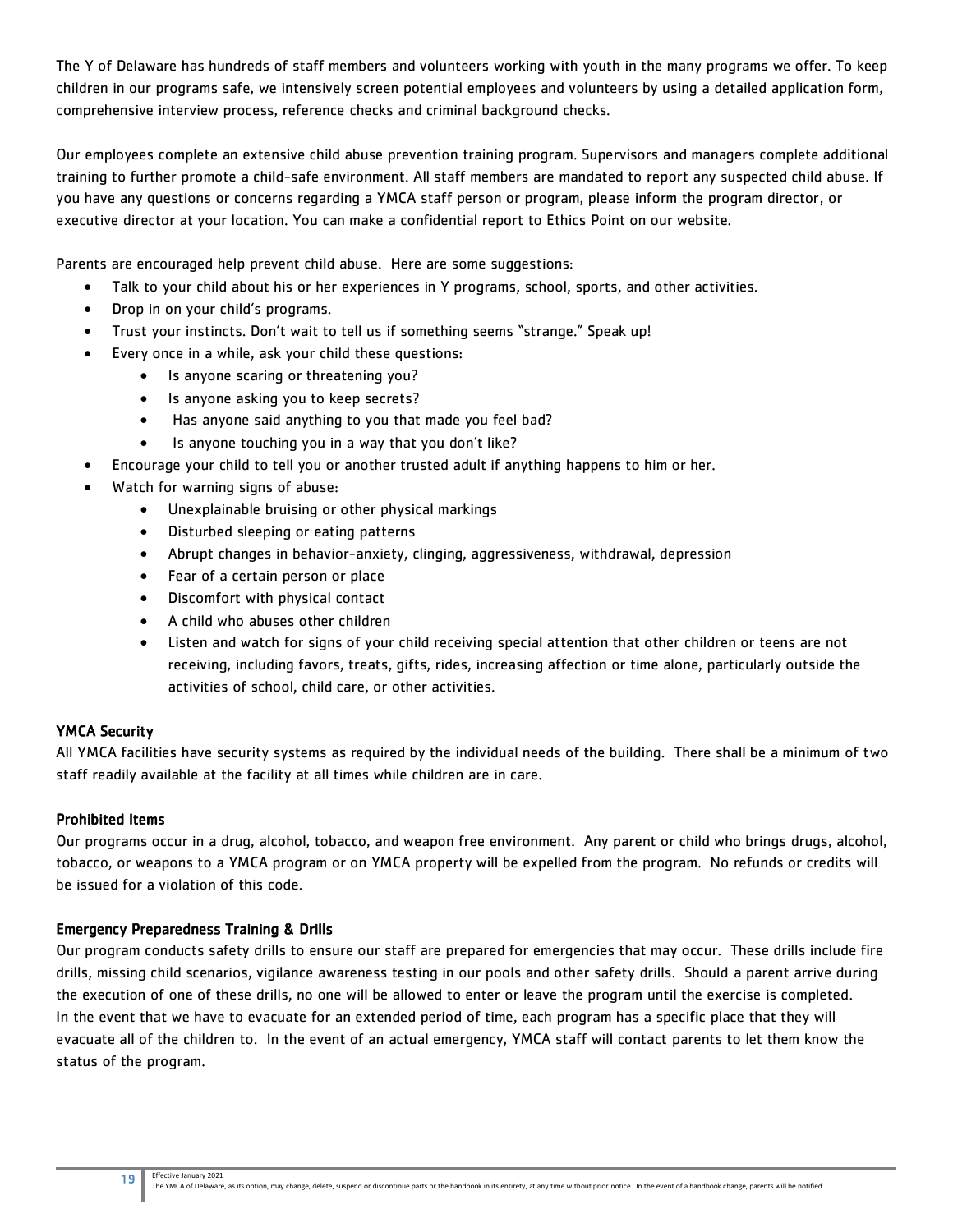The Y of Delaware has hundreds of staff members and volunteers working with youth in the many programs we offer. To keep children in our programs safe, we intensively screen potential employees and volunteers by using a detailed application form, comprehensive interview process, reference checks and criminal background checks.

Our employees complete an extensive child abuse prevention training program. Supervisors and managers complete additional training to further promote a child-safe environment. All staff members are mandated to report any suspected child abuse. If you have any questions or concerns regarding a YMCA staff person or program, please inform the program director, or executive director at your location. You can make a confidential report to Ethics Point on our website.

Parents are encouraged help prevent child abuse. Here are some suggestions:

- Talk to your child about his or her experiences in Y programs, school, sports, and other activities.
- Drop in on your child's programs.
- Trust your instincts. Don't wait to tell us if something seems "strange." Speak up!
- Every once in a while, ask your child these questions:
    - Is anyone scaring or threatening you?
    - Is anyone asking you to keep secrets?
    - Has anyone said anything to you that made you feel bad?
    - Is anyone touching you in a way that you don't like?
- Encourage your child to tell you or another trusted adult if anything happens to him or her.
- Watch for warning signs of abuse:
    - Unexplainable bruising or other physical markings
    - Disturbed sleeping or eating patterns
    - Abrupt changes in behavior-anxiety, clinging, aggressiveness, withdrawal, depression
    - Fear of a certain person or place
    - Discomfort with physical contact
    - A child who abuses other children
    - Listen and watch for signs of your child receiving special attention that other children or teens are not receiving, including favors, treats, gifts, rides, increasing affection or time alone, particularly outside the activities of school, child care, or other activities.

### YMCA Security

All YMCA facilities have security systems as required by the individual needs of the building. There shall be a minimum of two staff readily available at the facility at all times while children are in care.

### Prohibited Items

Our programs occur in a drug, alcohol, tobacco, and weapon free environment. Any parent or child who brings drugs, alcohol, tobacco, or weapons to a YMCA program or on YMCA property will be expelled from the program. No refunds or credits will be issued for a violation of this code.

### Emergency Preparedness Training & Drills

Our program conducts safety drills to ensure our staff are prepared for emergencies that may occur. These drills include fire drills, missing child scenarios, vigilance awareness testing in our pools and other safety drills. Should a parent arrive during the execution of one of these drills, no one will be allowed to enter or leave the program until the exercise is completed. In the event that we have to evacuate for an extended period of time, each program has a specific place that they will evacuate all of the children to. In the event of an actual emergency, YMCA staff will contact parents to let them know the status of the program.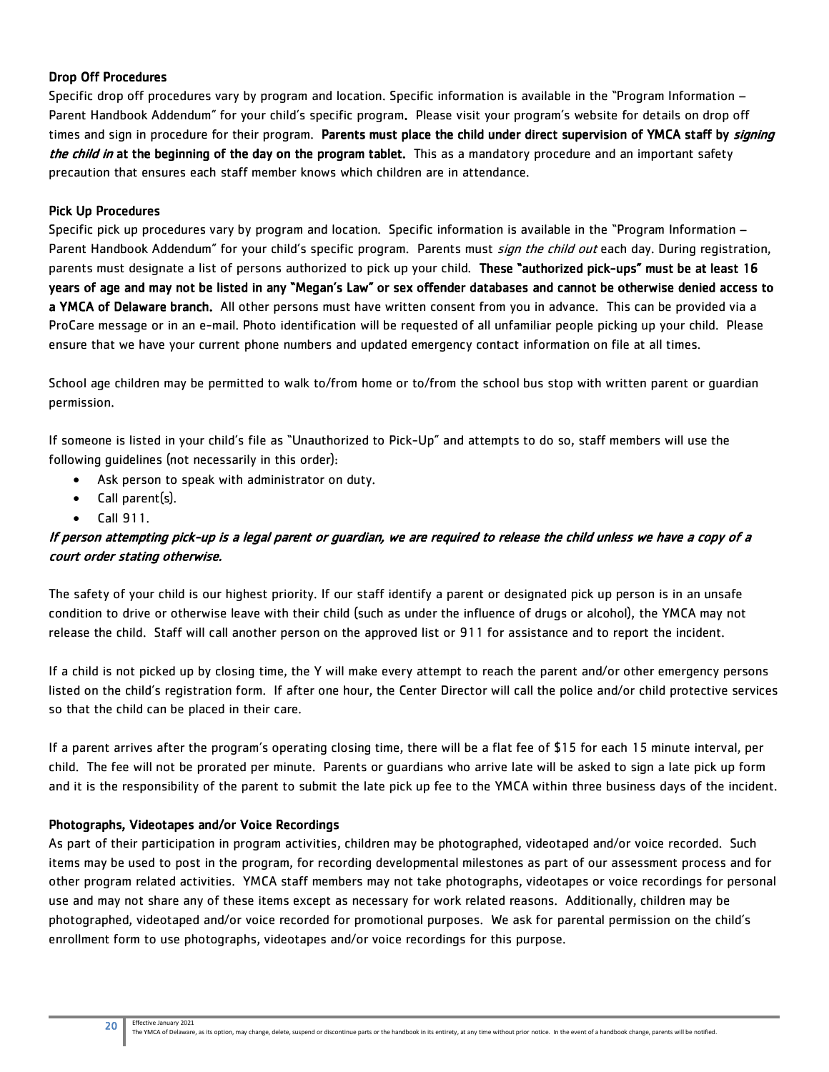### Drop Off Procedures

Specific drop off procedures vary by program and location. Specific information is available in the "Program Information – Parent Handbook Addendum" for your child's specific program. Please visit your program's website for details on drop off times and sign in procedure for their program. **Parents must place the child under direct supervision of YMCA staff by *signing the child in* at the beginning of the day on the program tablet.** This as a mandatory procedure and an important safety precaution that ensures each staff member knows which children are in attendance.

### Pick Up Procedures

Specific pick up procedures vary by program and location. Specific information is available in the "Program Information – Parent Handbook Addendum" for your child's specific program. Parents must *sign the child out* each day. During registration, parents must designate a list of persons authorized to pick up your child. **These "authorized pick-ups" must be at least 16 years of age and may not be listed in any "Megan's Law" or sex offender databases and cannot be otherwise denied access to a YMCA of Delaware branch.** All other persons must have written consent from you in advance. This can be provided via a ProCare message or in an e-mail. Photo identification will be requested of all unfamiliar people picking up your child. Please ensure that we have your current phone numbers and updated emergency contact information on file at all times.

School age children may be permitted to walk to/from home or to/from the school bus stop with written parent or guardian permission.

If someone is listed in your child's file as "Unauthorized to Pick-Up" and attempts to do so, staff members will use the following guidelines (not necessarily in this order):

- Ask person to speak with administrator on duty.
- Call parent(s).
- Call 911.

***If person attempting pick-up is a legal parent or guardian, we are required to release the child unless we have a copy of a court order stating otherwise.***

The safety of your child is our highest priority. If our staff identify a parent or designated pick up person is in an unsafe condition to drive or otherwise leave with their child (such as under the influence of drugs or alcohol), the YMCA may not release the child. Staff will call another person on the approved list or 911 for assistance and to report the incident.

If a child is not picked up by closing time, the Y will make every attempt to reach the parent and/or other emergency persons listed on the child's registration form. If after one hour, the Center Director will call the police and/or child protective services so that the child can be placed in their care.

If a parent arrives after the program's operating closing time, there will be a flat fee of $15 for each 15 minute interval, per child. The fee will not be prorated per minute. Parents or guardians who arrive late will be asked to sign a late pick up form and it is the responsibility of the parent to submit the late pick up fee to the YMCA within three business days of the incident.

### Photographs, Videotapes and/or Voice Recordings

As part of their participation in program activities, children may be photographed, videotaped and/or voice recorded. Such items may be used to post in the program, for recording developmental milestones as part of our assessment process and for other program related activities. YMCA staff members may not take photographs, videotapes or voice recordings for personal use and may not share any of these items except as necessary for work related reasons. Additionally, children may be photographed, videotaped and/or voice recorded for promotional purposes. We ask for parental permission on the child's enrollment form to use photographs, videotapes and/or voice recordings for this purpose.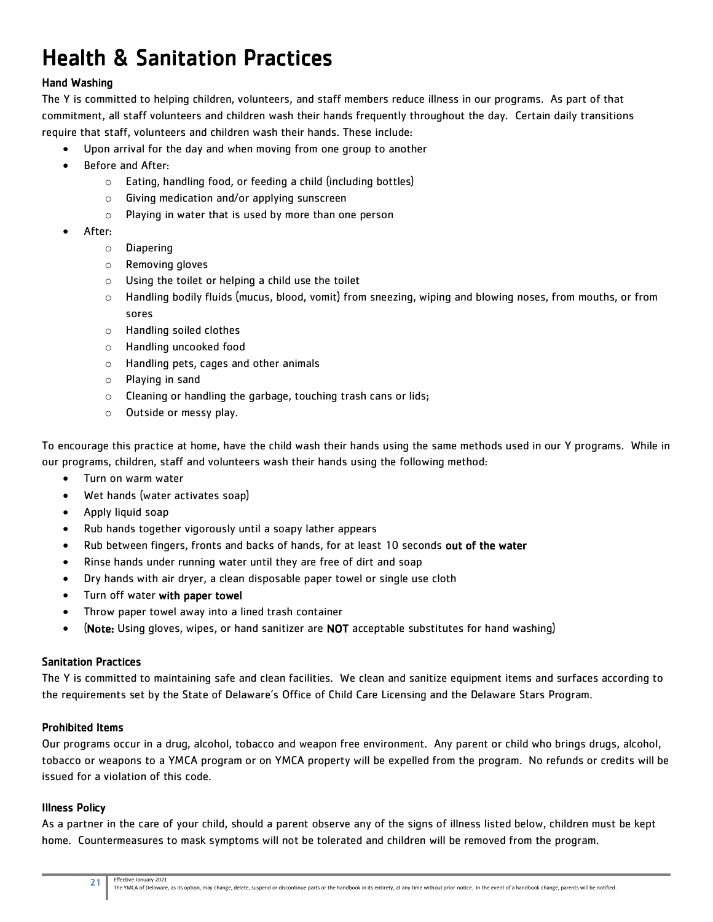# Health & Sanitation Practices

### Hand Washing

The Y is committed to helping children, volunteers, and staff members reduce illness in our programs. As part of that commitment, all staff volunteers and children wash their hands frequently throughout the day. Certain daily transitions require that staff, volunteers and children wash their hands. These include:

- Upon arrival for the day and when moving from one group to another
- Before and After:
  - Eating, handling food, or feeding a child (including bottles)
  - Giving medication and/or applying sunscreen
  - Playing in water that is used by more than one person
- After:
  - Diapering
  - Removing gloves
  - Using the toilet or helping a child use the toilet
  - Handling bodily fluids (mucus, blood, vomit) from sneezing, wiping and blowing noses, from mouths, or from sores
  - Handling soiled clothes
  - Handling uncooked food
  - Handling pets, cages and other animals
  - Playing in sand
  - Cleaning or handling the garbage, touching trash cans or lids;
  - Outside or messy play.

To encourage this practice at home, have the child wash their hands using the same methods used in our Y programs. While in our programs, children, staff and volunteers wash their hands using the following method:

- Turn on warm water
- Wet hands (water activates soap)
- Apply liquid soap
- Rub hands together vigorously until a soapy lather appears
- Rub between fingers, fronts and backs of hands, for at least 10 seconds **out of the water**
- Rinse hands under running water until they are free of dirt and soap
- Dry hands with air dryer, a clean disposable paper towel or single use cloth
- Turn off water **with paper towel**
- Throw paper towel away into a lined trash container
- (**Note:** Using gloves, wipes, or hand sanitizer are **NOT** acceptable substitutes for hand washing)

### Sanitation Practices

The Y is committed to maintaining safe and clean facilities. We clean and sanitize equipment items and surfaces according to the requirements set by the State of Delaware's Office of Child Care Licensing and the Delaware Stars Program.

### Prohibited Items

Our programs occur in a drug, alcohol, tobacco and weapon free environment. Any parent or child who brings drugs, alcohol, tobacco or weapons to a YMCA program or on YMCA property will be expelled from the program. No refunds or credits will be issued for a violation of this code.

### Illness Policy

As a partner in the care of your child, should a parent observe any of the signs of illness listed below, children must be kept home. Countermeasures to mask symptoms will not be tolerated and children will be removed from the program.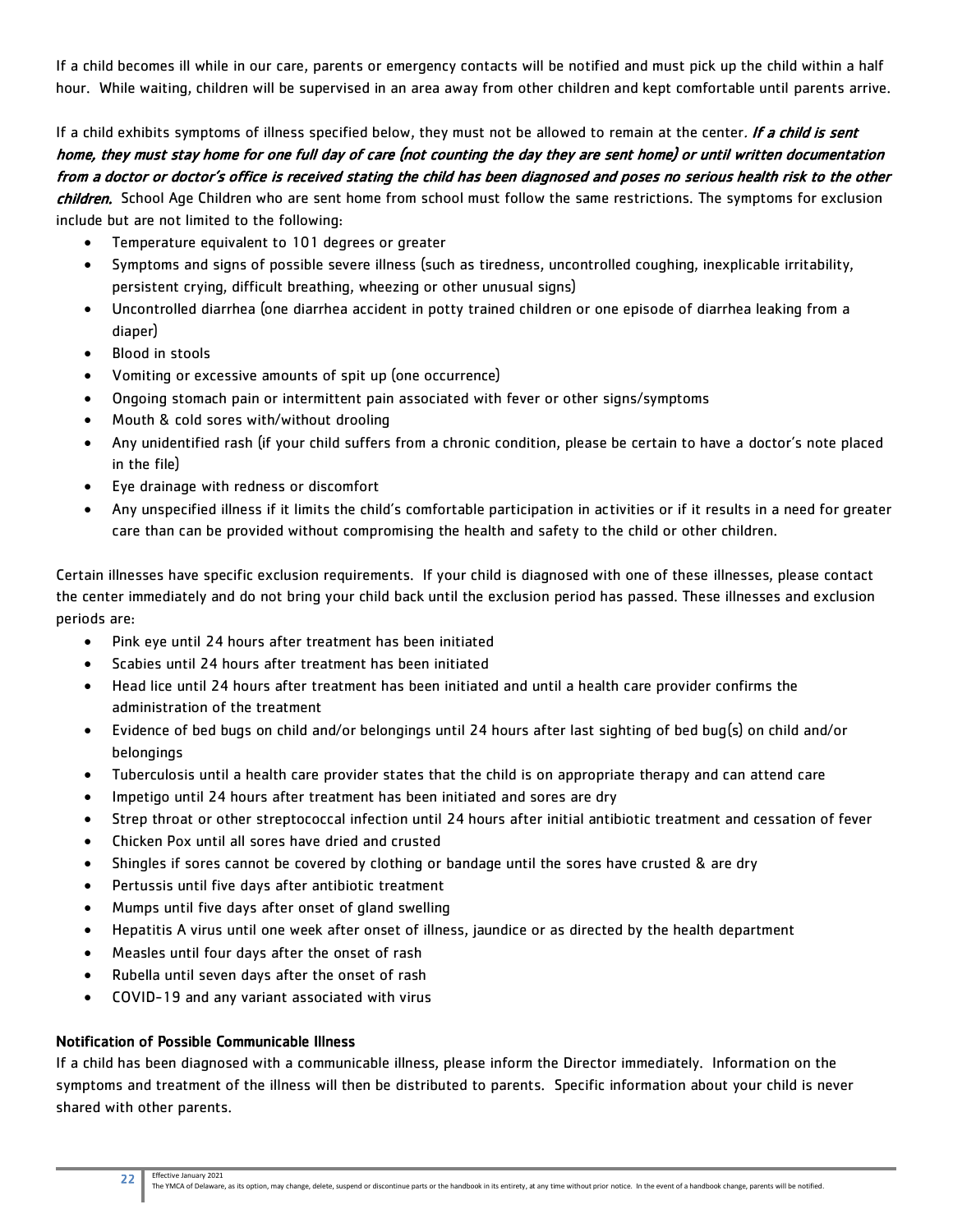If a child becomes ill while in our care, parents or emergency contacts will be notified and must pick up the child within a half hour. While waiting, children will be supervised in an area away from other children and kept comfortable until parents arrive.

If a child exhibits symptoms of illness specified below, they must not be allowed to remain at the center. ***If a child is sent home, they must stay home for one full day of care (not counting the day they are sent home) or until written documentation from a doctor or doctor's office is received stating the child has been diagnosed and poses no serious health risk to the other children.*** School Age Children who are sent home from school must follow the same restrictions. The symptoms for exclusion include but are not limited to the following:

- Temperature equivalent to 101 degrees or greater
- Symptoms and signs of possible severe illness (such as tiredness, uncontrolled coughing, inexplicable irritability, persistent crying, difficult breathing, wheezing or other unusual signs)
- Uncontrolled diarrhea (one diarrhea accident in potty trained children or one episode of diarrhea leaking from a diaper)
- Blood in stools
- Vomiting or excessive amounts of spit up (one occurrence)
- Ongoing stomach pain or intermittent pain associated with fever or other signs/symptoms
- Mouth & cold sores with/without drooling
- Any unidentified rash (if your child suffers from a chronic condition, please be certain to have a doctor's note placed in the file)
- Eye drainage with redness or discomfort
- Any unspecified illness if it limits the child's comfortable participation in activities or if it results in a need for greater care than can be provided without compromising the health and safety to the child or other children.

Certain illnesses have specific exclusion requirements. If your child is diagnosed with one of these illnesses, please contact the center immediately and do not bring your child back until the exclusion period has passed. These illnesses and exclusion periods are:

- Pink eye until 24 hours after treatment has been initiated
- Scabies until 24 hours after treatment has been initiated
- Head lice until 24 hours after treatment has been initiated and until a health care provider confirms the administration of the treatment
- Evidence of bed bugs on child and/or belongings until 24 hours after last sighting of bed bug(s) on child and/or belongings
- Tuberculosis until a health care provider states that the child is on appropriate therapy and can attend care
- Impetigo until 24 hours after treatment has been initiated and sores are dry
- Strep throat or other streptococcal infection until 24 hours after initial antibiotic treatment and cessation of fever
- Chicken Pox until all sores have dried and crusted
- Shingles if sores cannot be covered by clothing or bandage until the sores have crusted & are dry
- Pertussis until five days after antibiotic treatment
- Mumps until five days after onset of gland swelling
- Hepatitis A virus until one week after onset of illness, jaundice or as directed by the health department
- Measles until four days after the onset of rash
- Rubella until seven days after the onset of rash
- COVID-19 and any variant associated with virus

### Notification of Possible Communicable Illness

If a child has been diagnosed with a communicable illness, please inform the Director immediately. Information on the symptoms and treatment of the illness will then be distributed to parents. Specific information about your child is never shared with other parents.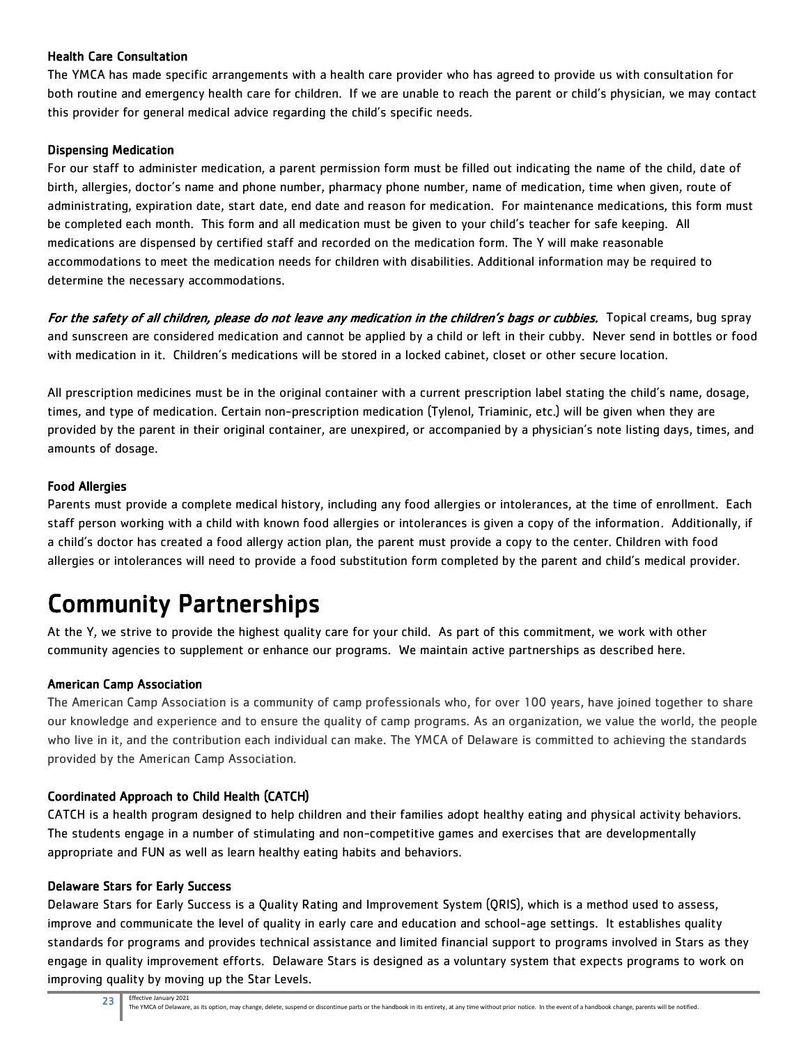### Health Care Consultation

The YMCA has made specific arrangements with a health care provider who has agreed to provide us with consultation for both routine and emergency health care for children. If we are unable to reach the parent or child's physician, we may contact this provider for general medical advice regarding the child's specific needs.

### Dispensing Medication

For our staff to administer medication, a parent permission form must be filled out indicating the name of the child, date of birth, allergies, doctor's name and phone number, pharmacy phone number, name of medication, time when given, route of administrating, expiration date, start date, end date and reason for medication. For maintenance medications, this form must be completed each month. This form and all medication must be given to your child's teacher for safe keeping. All medications are dispensed by certified staff and recorded on the medication form. The Y will make reasonable accommodations to meet the medication needs for children with disabilities. Additional information may be required to determine the necessary accommodations.

***For the safety of all children, please do not leave any medication in the children's bags or cubbies.*** Topical creams, bug spray and sunscreen are considered medication and cannot be applied by a child or left in their cubby. Never send in bottles or food with medication in it. Children's medications will be stored in a locked cabinet, closet or other secure location.

All prescription medicines must be in the original container with a current prescription label stating the child's name, dosage, times, and type of medication. Certain non-prescription medication (Tylenol, Triaminic, etc.) will be given when they are provided by the parent in their original container, are unexpired, or accompanied by a physician's note listing days, times, and amounts of dosage.

### Food Allergies

Parents must provide a complete medical history, including any food allergies or intolerances, at the time of enrollment. Each staff person working with a child with known food allergies or intolerances is given a copy of the information. Additionally, if a child's doctor has created a food allergy action plan, the parent must provide a copy to the center. Children with food allergies or intolerances will need to provide a food substitution form completed by the parent and child's medical provider.

# Community Partnerships

At the Y, we strive to provide the highest quality care for your child. As part of this commitment, we work with other community agencies to supplement or enhance our programs. We maintain active partnerships as described here.

### American Camp Association

The American Camp Association is a community of camp professionals who, for over 100 years, have joined together to share our knowledge and experience and to ensure the quality of camp programs. As an organization, we value the world, the people who live in it, and the contribution each individual can make. The YMCA of Delaware is committed to achieving the standards provided by the American Camp Association.

### Coordinated Approach to Child Health (CATCH)

CATCH is a health program designed to help children and their families adopt healthy eating and physical activity behaviors. The students engage in a number of stimulating and non-competitive games and exercises that are developmentally appropriate and FUN as well as learn healthy eating habits and behaviors.

### Delaware Stars for Early Success

Delaware Stars for Early Success is a Quality Rating and Improvement System (QRIS), which is a method used to assess, improve and communicate the level of quality in early care and education and school-age settings. It establishes quality standards for programs and provides technical assistance and limited financial support to programs involved in Stars as they engage in quality improvement efforts. Delaware Stars is designed as a voluntary system that expects programs to work on improving quality by moving up the Star Levels.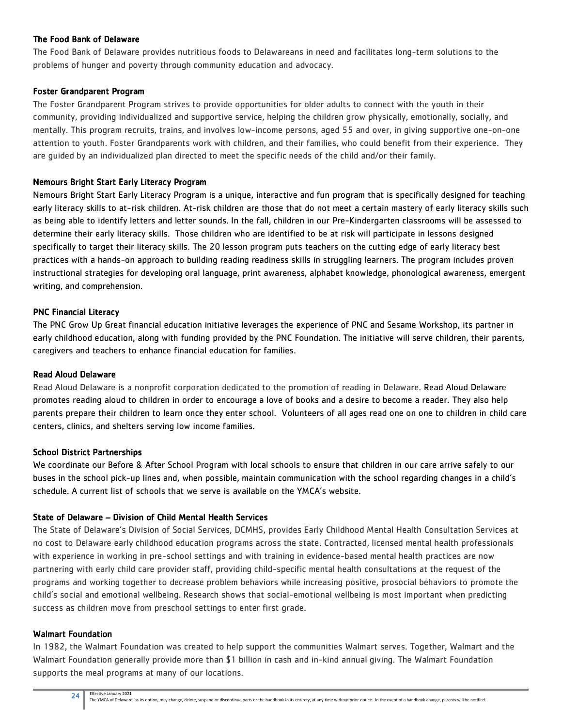### The Food Bank of Delaware

The Food Bank of Delaware provides nutritious foods to Delawareans in need and facilitates long-term solutions to the problems of hunger and poverty through community education and advocacy.

### Foster Grandparent Program

The Foster Grandparent Program strives to provide opportunities for older adults to connect with the youth in their community, providing individualized and supportive service, helping the children grow physically, emotionally, socially, and mentally. This program recruits, trains, and involves low-income persons, aged 55 and over, in giving supportive one-on-one attention to youth. Foster Grandparents work with children, and their families, who could benefit from their experience. They are guided by an individualized plan directed to meet the specific needs of the child and/or their family.

### Nemours Bright Start Early Literacy Program

Nemours Bright Start Early Literacy Program is a unique, interactive and fun program that is specifically designed for teaching early literacy skills to at-risk children. At-risk children are those that do not meet a certain mastery of early literacy skills such as being able to identify letters and letter sounds. In the fall, children in our Pre-Kindergarten classrooms will be assessed to determine their early literacy skills. Those children who are identified to be at risk will participate in lessons designed specifically to target their literacy skills. The 20 lesson program puts teachers on the cutting edge of early literacy best practices with a hands-on approach to building reading readiness skills in struggling learners. The program includes proven instructional strategies for developing oral language, print awareness, alphabet knowledge, phonological awareness, emergent writing, and comprehension.

### PNC Financial Literacy

The PNC Grow Up Great financial education initiative leverages the experience of PNC and Sesame Workshop, its partner in early childhood education, along with funding provided by the PNC Foundation. The initiative will serve children, their parents, caregivers and teachers to enhance financial education for families.

### Read Aloud Delaware

Read Aloud Delaware is a nonprofit corporation dedicated to the promotion of reading in Delaware. Read Aloud Delaware promotes reading aloud to children in order to encourage a love of books and a desire to become a reader. They also help parents prepare their children to learn once they enter school. Volunteers of all ages read one on one to children in child care centers, clinics, and shelters serving low income families.

### School District Partnerships

We coordinate our Before & After School Program with local schools to ensure that children in our care arrive safely to our buses in the school pick-up lines and, when possible, maintain communication with the school regarding changes in a child's schedule. A current list of schools that we serve is available on the YMCA's website.

### State of Delaware – Division of Child Mental Health Services

The State of Delaware's Division of Social Services, DCMHS, provides Early Childhood Mental Health Consultation Services at no cost to Delaware early childhood education programs across the state. Contracted, licensed mental health professionals with experience in working in pre-school settings and with training in evidence-based mental health practices are now partnering with early child care provider staff, providing child-specific mental health consultations at the request of the programs and working together to decrease problem behaviors while increasing positive, prosocial behaviors to promote the child's social and emotional wellbeing. Research shows that social-emotional wellbeing is most important when predicting success as children move from preschool settings to enter first grade.

### Walmart Foundation

In 1982, the Walmart Foundation was created to help support the communities Walmart serves. Together, Walmart and the Walmart Foundation generally provide more than $1 billion in cash and in-kind annual giving. The Walmart Foundation supports the meal programs at many of our locations.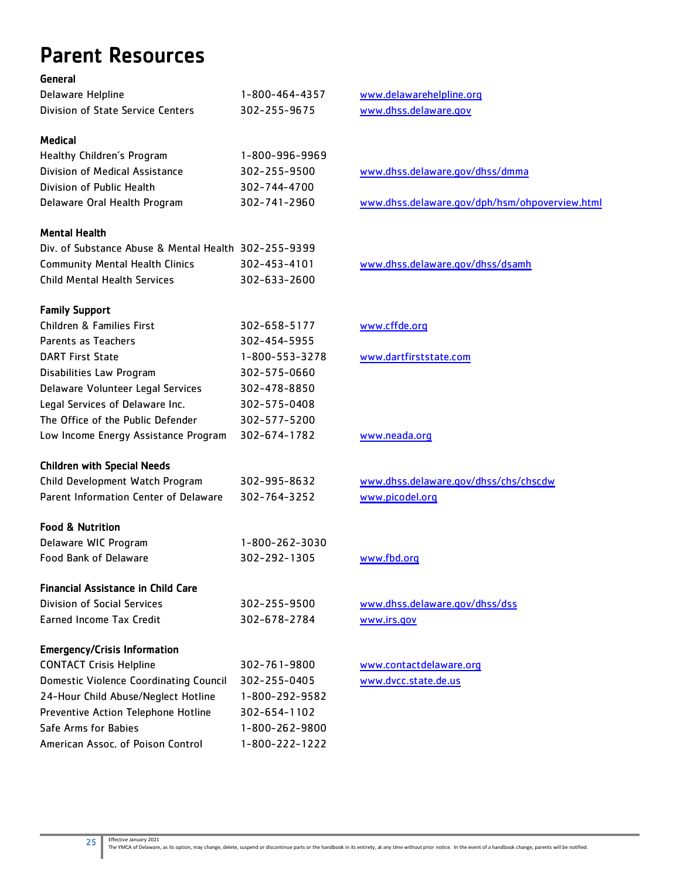# Parent Resources

### General

| | | |
|---|---|---|
| Delaware Helpline | 1-800-464-4357 | www.delawarehelpline.org |
| Division of State Service Centers | 302-255-9675 | www.dhss.delaware.gov |

### Medical

| | | |
|---|---|---|
| Healthy Children's Program | 1-800-996-9969 | |
| Division of Medical Assistance | 302-255-9500 | www.dhss.delaware.gov/dhss/dmma |
| Division of Public Health | 302-744-4700 | |
| Delaware Oral Health Program | 302-741-2960 | www.dhss.delaware.gov/dph/hsm/ohpoverview.html |

### Mental Health

| | | |
|---|---|---|
| Div. of Substance Abuse & Mental Health | 302-255-9399 | |
| Community Mental Health Clinics | 302-453-4101 | www.dhss.delaware.gov/dhss/dsamh |
| Child Mental Health Services | 302-633-2600 | |

### Family Support

| | | |
|---|---|---|
| Children & Families First | 302-658-5177 | www.cffde.org |
| Parents as Teachers | 302-454-5955 | |
| DART First State | 1-800-553-3278 | www.dartfirststate.com |
| Disabilities Law Program | 302-575-0660 | |
| Delaware Volunteer Legal Services | 302-478-8850 | |
| Legal Services of Delaware Inc. | 302-575-0408 | |
| The Office of the Public Defender | 302-577-5200 | |
| Low Income Energy Assistance Program | 302-674-1782 | www.neada.org |

### Children with Special Needs

| | | |
|---|---|---|
| Child Development Watch Program | 302-995-8632 | www.dhss.delaware.gov/dhss/chs/chscdw |
| Parent Information Center of Delaware | 302-764-3252 | www.picodel.org |

### Food & Nutrition

| | | |
|---|---|---|
| Delaware WIC Program | 1-800-262-3030 | |
| Food Bank of Delaware | 302-292-1305 | www.fbd.org |

### Financial Assistance in Child Care

| | | |
|---|---|---|
| Division of Social Services | 302-255-9500 | www.dhss.delaware.gov/dhss/dss |
| Earned Income Tax Credit | 302-678-2784 | www.irs.gov |

### Emergency/Crisis Information

| | | |
|---|---|---|
| CONTACT Crisis Helpline | 302-761-9800 | www.contactdelaware.org |
| Domestic Violence Coordinating Council | 302-255-0405 | www.dvcc.state.de.us |
| 24-Hour Child Abuse/Neglect Hotline | 1-800-292-9582 | |
| Preventive Action Telephone Hotline | 302-654-1102 | |
| Safe Arms for Babies | 1-800-262-9800 | |
| American Assoc. of Poison Control | 1-800-222-1222 | |